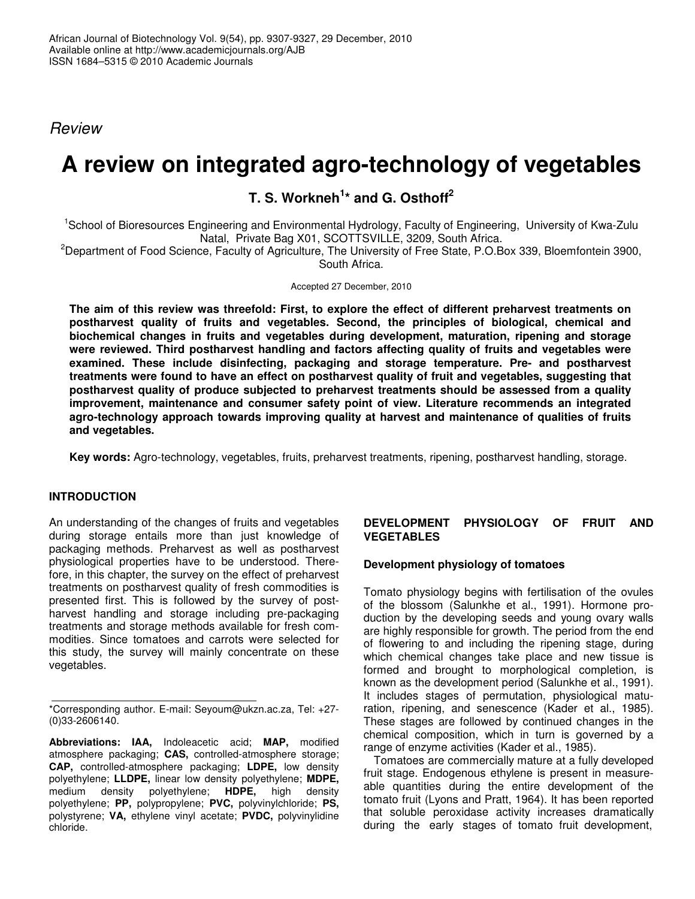*Review*

# A review on integrated agro-technology of vegetables

**T. S. Workneh[1]* and G. Osthoff[2]**

[1]School of Bioresources Engineering and Environmental Hydrology, Faculty of Engineering, University of Kwa-Zulu Natal, Private Bag X01, SCOTTSVILLE, 3209, South Africa.

[2]Department of Food Science, Faculty of Agriculture, The University of Free State, P.O.Box 339, Bloemfontein 3900, South Africa.

Accepted 27 December, 2010

**The aim of this review was threefold: First, to explore the effect of different preharvest treatments on postharvest quality of fruits and vegetables. Second, the principles of biological, chemical and biochemical changes in fruits and vegetables during development, maturation, ripening and storage were reviewed. Third postharvest handling and factors affecting quality of fruits and vegetables were examined. These include disinfecting, packaging and storage temperature. Pre- and postharvest treatments were found to have an effect on postharvest quality of fruit and vegetables, suggesting that postharvest quality of produce subjected to preharvest treatments should be assessed from a quality improvement, maintenance and consumer safety point of view. Literature recommends an integrated agro-technology approach towards improving quality at harvest and maintenance of qualities of fruits and vegetables.**

**Key words:** Agro-technology, vegetables, fruits, preharvest treatments, ripening, postharvest handling, storage.

## INTRODUCTION

An understanding of the changes of fruits and vegetables during storage entails more than just knowledge of packaging methods. Preharvest as well as postharvest physiological properties have to be understood. Therefore, in this chapter, the survey on the effect of preharvest treatments on postharvest quality of fresh commodities is presented first. This is followed by the survey of postharvest handling and storage including pre-packaging treatments and storage methods available for fresh commodities. Since tomatoes and carrots were selected for this study, the survey will mainly concentrate on these vegetables.

*Corresponding author. E-mail: Seyoum@ukzn.ac.za, Tel: +27-(0)33-2606140.

**Abbreviations: IAA,** Indoleacetic acid; **MAP,** modified atmosphere packaging; **CAS,** controlled-atmosphere storage; **CAP,** controlled-atmosphere packaging; **LDPE,** low density polyethylene; **LLDPE,** linear low density polyethylene; **MDPE,** medium density polyethylene; **HDPE,** high density polyethylene; **PP,** polypropylene; **PVC,** polyvinylchloride; **PS,** polystyrene; **VA,** ethylene vinyl acetate; **PVDC,** polyvinylidine chloride.

## DEVELOPMENT PHYSIOLOGY OF FRUIT AND VEGETABLES

### Development physiology of tomatoes

Tomato physiology begins with fertilisation of the ovules of the blossom (Salunkhe et al., 1991). Hormone production by the developing seeds and young ovary walls are highly responsible for growth. The period from the end of flowering to and including the ripening stage, during which chemical changes take place and new tissue is formed and brought to morphological completion, is known as the development period (Salunkhe et al., 1991). It includes stages of permutation, physiological maturation, ripening, and senescence (Kader et al., 1985). These stages are followed by continued changes in the chemical composition, which in turn is governed by a range of enzyme activities (Kader et al., 1985).

Tomatoes are commercially mature at a fully developed fruit stage. Endogenous ethylene is present in measureable quantities during the entire development of the tomato fruit (Lyons and Pratt, 1964). It has been reported that soluble peroxidase activity increases dramatically during the early stages of tomato fruit development,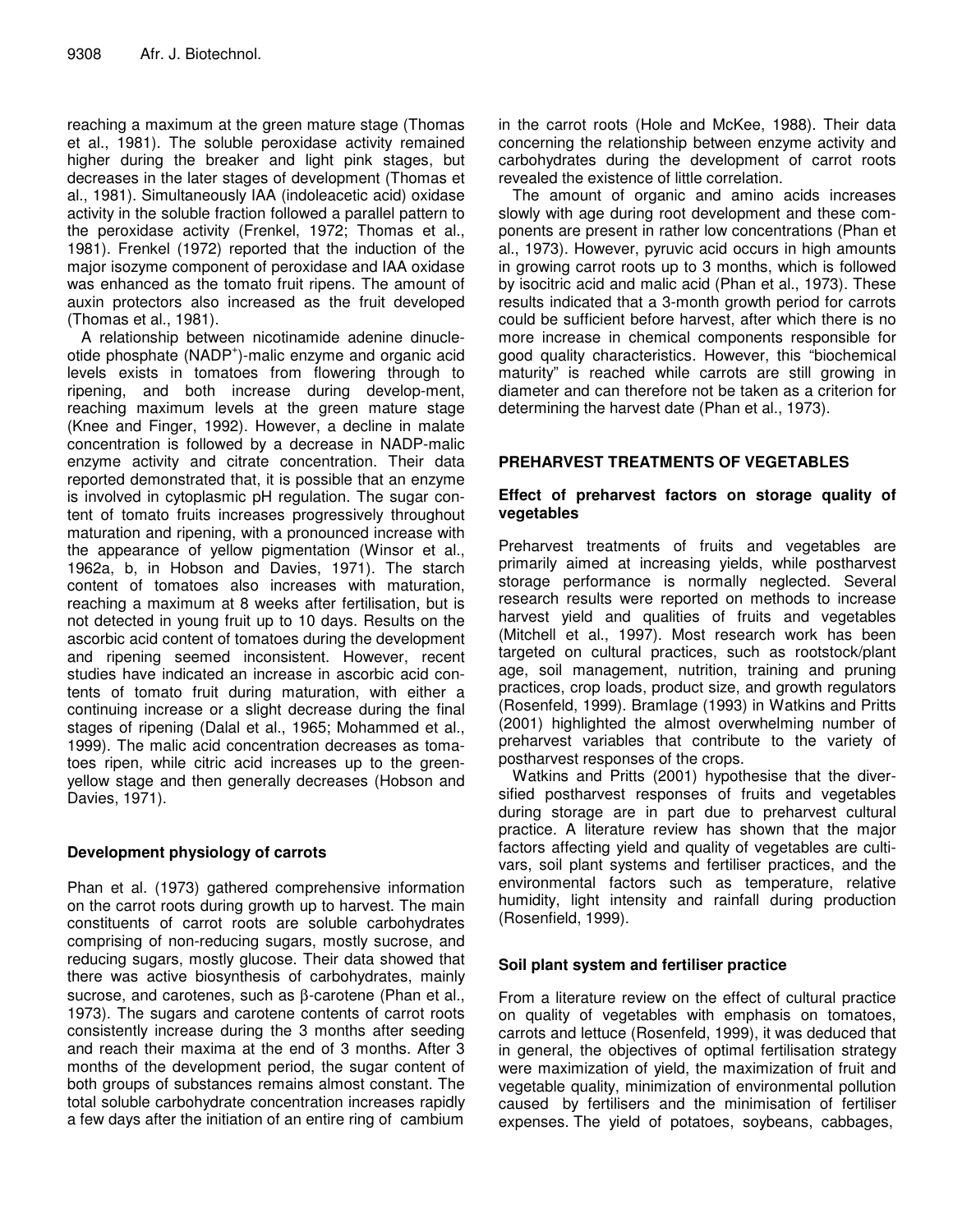reaching a maximum at the green mature stage (Thomas et al., 1981). The soluble peroxidase activity remained higher during the breaker and light pink stages, but decreases in the later stages of development (Thomas et al., 1981). Simultaneously IAA (indoleacetic acid) oxidase activity in the soluble fraction followed a parallel pattern to the peroxidase activity (Frenkel, 1972; Thomas et al., 1981). Frenkel (1972) reported that the induction of the major isozyme component of peroxidase and IAA oxidase was enhanced as the tomato fruit ripens. The amount of auxin protectors also increased as the fruit developed (Thomas et al., 1981).

A relationship between nicotinamide adenine dinucleotide phosphate ($NADP^+$)-malic enzyme and organic acid levels exists in tomatoes from flowering through to ripening, and both increase during develop-ment, reaching maximum levels at the green mature stage (Knee and Finger, 1992). However, a decline in malate concentration is followed by a decrease in NADP-malic enzyme activity and citrate concentration. Their data reported demonstrated that, it is possible that an enzyme is involved in cytoplasmic pH regulation. The sugar content of tomato fruits increases progressively throughout maturation and ripening, with a pronounced increase with the appearance of yellow pigmentation (Winsor et al., 1962a, b, in Hobson and Davies, 1971). The starch content of tomatoes also increases with maturation, reaching a maximum at 8 weeks after fertilisation, but is not detected in young fruit up to 10 days. Results on the ascorbic acid content of tomatoes during the development and ripening seemed inconsistent. However, recent studies have indicated an increase in ascorbic acid contents of tomato fruit during maturation, with either a continuing increase or a slight decrease during the final stages of ripening (Dalal et al., 1965; Mohammed et al., 1999). The malic acid concentration decreases as tomatoes ripen, while citric acid increases up to the green-yellow stage and then generally decreases (Hobson and Davies, 1971).

### Development physiology of carrots

Phan et al. (1973) gathered comprehensive information on the carrot roots during growth up to harvest. The main constituents of carrot roots are soluble carbohydrates comprising of non-reducing sugars, mostly sucrose, and reducing sugars, mostly glucose. Their data showed that there was active biosynthesis of carbohydrates, mainly sucrose, and carotenes, such as β-carotene (Phan et al., 1973). The sugars and carotene contents of carrot roots consistently increase during the 3 months after seeding and reach their maxima at the end of 3 months. After 3 months of the development period, the sugar content of both groups of substances remains almost constant. The total soluble carbohydrate concentration increases rapidly a few days after the initiation of an entire ring of cambium in the carrot roots (Hole and McKee, 1988). Their data concerning the relationship between enzyme activity and carbohydrates during the development of carrot roots revealed the existence of little correlation.

The amount of organic and amino acids increases slowly with age during root development and these components are present in rather low concentrations (Phan et al., 1973). However, pyruvic acid occurs in high amounts in growing carrot roots up to 3 months, which is followed by isocitric acid and malic acid (Phan et al., 1973). These results indicated that a 3-month growth period for carrots could be sufficient before harvest, after which there is no more increase in chemical components responsible for good quality characteristics. However, this "biochemical maturity" is reached while carrots are still growing in diameter and can therefore not be taken as a criterion for determining the harvest date (Phan et al., 1973).

## PREHARVEST TREATMENTS OF VEGETABLES

### Effect of preharvest factors on storage quality of vegetables

Preharvest treatments of fruits and vegetables are primarily aimed at increasing yields, while postharvest storage performance is normally neglected. Several research results were reported on methods to increase harvest yield and qualities of fruits and vegetables (Mitchell et al., 1997). Most research work has been targeted on cultural practices, such as rootstock/plant age, soil management, nutrition, training and pruning practices, crop loads, product size, and growth regulators (Rosenfeld, 1999). Bramlage (1993) in Watkins and Pritts (2001) highlighted the almost overwhelming number of preharvest variables that contribute to the variety of postharvest responses of the crops.

Watkins and Pritts (2001) hypothesise that the diversified postharvest responses of fruits and vegetables during storage are in part due to preharvest cultural practice. A literature review has shown that the major factors affecting yield and quality of vegetables are cultivars, soil plant systems and fertiliser practices, and the environmental factors such as temperature, relative humidity, light intensity and rainfall during production (Rosenfield, 1999).

### Soil plant system and fertiliser practice

From a literature review on the effect of cultural practice on quality of vegetables with emphasis on tomatoes, carrots and lettuce (Rosenfeld, 1999), it was deduced that in general, the objectives of optimal fertilisation strategy were maximization of yield, the maximization of fruit and vegetable quality, minimization of environmental pollution caused by fertilisers and the minimisation of fertiliser expenses. The yield of potatoes, soybeans, cabbages,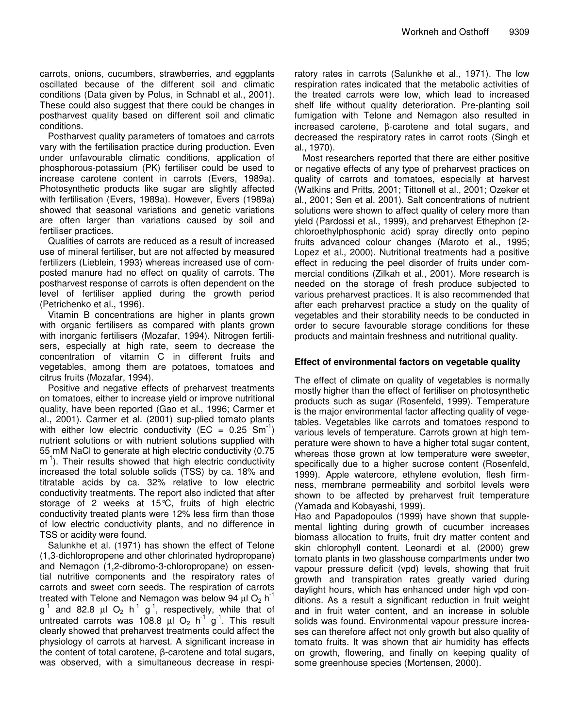carrots, onions, cucumbers, strawberries, and eggplants oscillated because of the different soil and climatic conditions (Data given by Polus, in Schnabl et al., 2001). These could also suggest that there could be changes in postharvest quality based on different soil and climatic conditions.

Postharvest quality parameters of tomatoes and carrots vary with the fertilisation practice during production. Even under unfavourable climatic conditions, application of phosphorous-potassium (PK) fertiliser could be used to increase carotene content in carrots (Evers, 1989a). Photosynthetic products like sugar are slightly affected with fertilisation (Evers, 1989a). However, Evers (1989a) showed that seasonal variations and genetic variations are often larger than variations caused by soil and fertiliser practices.

Qualities of carrots are reduced as a result of increased use of mineral fertiliser, but are not affected by measured fertilizers (Lieblein, 1993) whereas increased use of composted manure had no effect on quality of carrots. The postharvest response of carrots is often dependent on the level of fertiliser applied during the growth period (Petrichenko et al., 1996).

Vitamin B concentrations are higher in plants grown with organic fertilisers as compared with plants grown with inorganic fertilisers (Mozafar, 1994). Nitrogen fertilisers, especially at high rate, seem to decrease the concentration of vitamin C in different fruits and vegetables, among them are potatoes, tomatoes and citrus fruits (Mozafar, 1994).

Positive and negative effects of preharvest treatments on tomatoes, either to increase yield or improve nutritional quality, have been reported (Gao et al., 1996; Carmer et al., 2001). Carmer et al. (2001) sup-plied tomato plants with either low electric conductivity (EC = 0.25 $Sm^{-1}$) nutrient solutions or with nutrient solutions supplied with 55 mM NaCl to generate at high electric conductivity (0.75 $m^{-1}$). Their results showed that high electric conductivity increased the total soluble solids (TSS) by ca. 18% and titratable acids by ca. 32% relative to low electric conductivity treatments. The report also indicted that after storage of 2 weeks at 15°C, fruits of high electric conductivity treated plants were 12% less firm than those of low electric conductivity plants, and no difference in TSS or acidity were found.

Salunkhe et al. (1971) has shown the effect of Telone (1,3-dichloropropene and other chlorinated hydropropane) and Nemagon (1,2-dibromo-3-chloropropane) on essential nutritive components and the respiratory rates of carrots and sweet corn seeds. The respiration of carrots treated with Telone and Nemagon was below 94 µl $O_2$ $h^{-1}$ $g^{-1}$ and 82.8 µl $O_2$ $h^{-1}$ $g^{-1}$, respectively, while that of untreated carrots was 108.8 µl $O_2$ $h^{-1}$ $g^{-1}$. This result clearly showed that preharvest treatments could affect the physiology of carrots at harvest. A significant increase in the content of total carotene, β-carotene and total sugars, was observed, with a simultaneous decrease in respiratory rates in carrots (Salunkhe et al., 1971). The low respiration rates indicated that the metabolic activities of the treated carrots were low, which lead to increased shelf life without quality deterioration. Pre-planting soil fumigation with Telone and Nemagon also resulted in increased carotene, β-carotene and total sugars, and decreased the respiratory rates in carrot roots (Singh et al., 1970).

Most researchers reported that there are either positive or negative effects of any type of preharvest practices on quality of carrots and tomatoes, especially at harvest (Watkins and Pritts, 2001; Tittonell et al., 2001; Ozeker et al., 2001; Sen et al. 2001). Salt concentrations of nutrient solutions were shown to affect quality of celery more than yield (Pardossi et al., 1999), and preharvest Ethephon (2-chloroethylphosphonic acid) spray directly onto pepino fruits advanced colour changes (Maroto et al., 1995; Lopez et al., 2000). Nutritional treatments had a positive effect in reducing the peel disorder of fruits under commercial conditions (Zilkah et al., 2001). More research is needed on the storage of fresh produce subjected to various preharvest practices. It is also recommended that after each preharvest practice a study on the quality of vegetables and their storability needs to be conducted in order to secure favourable storage conditions for these products and maintain freshness and nutritional quality.

## Effect of environmental factors on vegetable quality

The effect of climate on quality of vegetables is normally mostly higher than the effect of fertiliser on photosynthetic products such as sugar (Rosenfeld, 1999). Temperature is the major environmental factor affecting quality of vegetables. Vegetables like carrots and tomatoes respond to various levels of temperature. Carrots grown at high temperature were shown to have a higher total sugar content, whereas those grown at low temperature were sweeter, specifically due to a higher sucrose content (Rosenfeld, 1999). Apple watercore, ethylene evolution, flesh firmness, membrane permeability and sorbitol levels were shown to be affected by preharvest fruit temperature (Yamada and Kobayashi, 1999).

Hao and Papadopoulos (1999) have shown that supplemental lighting during growth of cucumber increases biomass allocation to fruits, fruit dry matter content and skin chlorophyll content. Leonardi et al. (2000) grew tomato plants in two glasshouse compartments under two vapour pressure deficit (vpd) levels, showing that fruit growth and transpiration rates greatly varied during daylight hours, which has enhanced under high vpd conditions. As a result a significant reduction in fruit weight and in fruit water content, and an increase in soluble solids was found. Environmental vapour pressure increases can therefore affect not only growth but also quality of tomato fruits. It was shown that air humidity has effects on growth, flowering, and finally on keeping quality of some greenhouse species (Mortensen, 2000).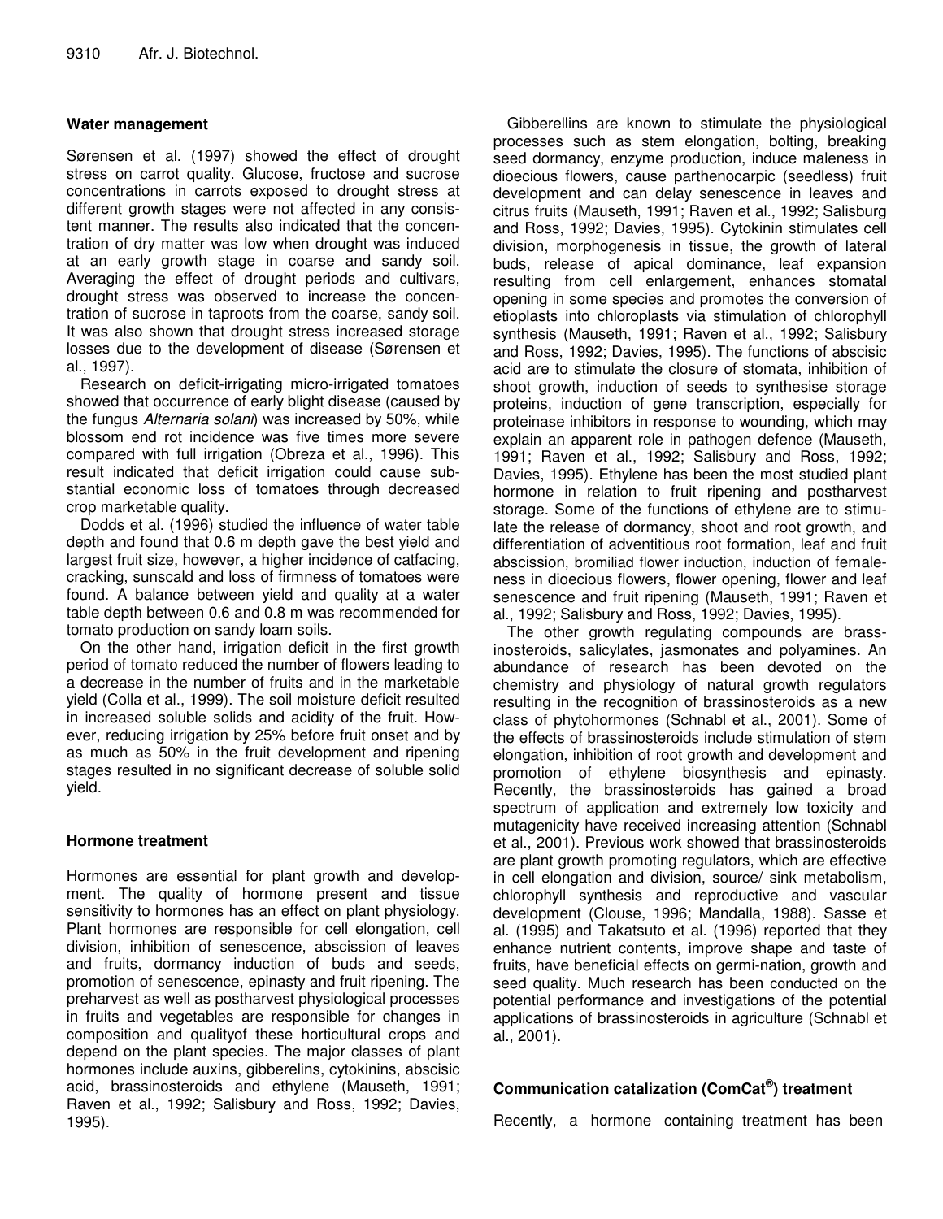## Water management

Sørensen et al. (1997) showed the effect of drought stress on carrot quality. Glucose, fructose and sucrose concentrations in carrots exposed to drought stress at different growth stages were not affected in any consistent manner. The results also indicated that the concentration of dry matter was low when drought was induced at an early growth stage in coarse and sandy soil. Averaging the effect of drought periods and cultivars, drought stress was observed to increase the concentration of sucrose in taproots from the coarse, sandy soil. It was also shown that drought stress increased storage losses due to the development of disease (Sørensen et al., 1997).

Research on deficit-irrigating micro-irrigated tomatoes showed that occurrence of early blight disease (caused by the fungus *Alternaria solani*) was increased by 50%, while blossom end rot incidence was five times more severe compared with full irrigation (Obreza et al., 1996). This result indicated that deficit irrigation could cause substantial economic loss of tomatoes through decreased crop marketable quality.

Dodds et al. (1996) studied the influence of water table depth and found that 0.6 m depth gave the best yield and largest fruit size, however, a higher incidence of catfacing, cracking, sunscald and loss of firmness of tomatoes were found. A balance between yield and quality at a water table depth between 0.6 and 0.8 m was recommended for tomato production on sandy loam soils.

On the other hand, irrigation deficit in the first growth period of tomato reduced the number of flowers leading to a decrease in the number of fruits and in the marketable yield (Colla et al., 1999). The soil moisture deficit resulted in increased soluble solids and acidity of the fruit. However, reducing irrigation by 25% before fruit onset and by as much as 50% in the fruit development and ripening stages resulted in no significant decrease of soluble solid yield.

## Hormone treatment

Hormones are essential for plant growth and development. The quality of hormone present and tissue sensitivity to hormones has an effect on plant physiology. Plant hormones are responsible for cell elongation, cell division, inhibition of senescence, abscission of leaves and fruits, dormancy induction of buds and seeds, promotion of senescence, epinasty and fruit ripening. The preharvest as well as postharvest physiological processes in fruits and vegetables are responsible for changes in composition and qualityof these horticultural crops and depend on the plant species. The major classes of plant hormones include auxins, gibberelins, cytokinins, abscisic acid, brassinosteroids and ethylene (Mauseth, 1991; Raven et al., 1992; Salisbury and Ross, 1992; Davies, 1995).

Gibberellins are known to stimulate the physiological processes such as stem elongation, bolting, breaking seed dormancy, enzyme production, induce maleness in dioecious flowers, cause parthenocarpic (seedless) fruit development and can delay senescence in leaves and citrus fruits (Mauseth, 1991; Raven et al., 1992; Salisburg and Ross, 1992; Davies, 1995). Cytokinin stimulates cell division, morphogenesis in tissue, the growth of lateral buds, release of apical dominance, leaf expansion resulting from cell enlargement, enhances stomatal opening in some species and promotes the conversion of etioplasts into chloroplasts via stimulation of chlorophyll synthesis (Mauseth, 1991; Raven et al., 1992; Salisbury and Ross, 1992; Davies, 1995). The functions of abscisic acid are to stimulate the closure of stomata, inhibition of shoot growth, induction of seeds to synthesise storage proteins, induction of gene transcription, especially for proteinase inhibitors in response to wounding, which may explain an apparent role in pathogen defence (Mauseth, 1991; Raven et al., 1992; Salisbury and Ross, 1992; Davies, 1995). Ethylene has been the most studied plant hormone in relation to fruit ripening and postharvest storage. Some of the functions of ethylene are to stimulate the release of dormancy, shoot and root growth, and differentiation of adventitious root formation, leaf and fruit abscission, bromiliad flower induction, induction of femaleness in dioecious flowers, flower opening, flower and leaf senescence and fruit ripening (Mauseth, 1991; Raven et al., 1992; Salisbury and Ross, 1992; Davies, 1995).

The other growth regulating compounds are brassinosteroids, salicylates, jasmonates and polyamines. An abundance of research has been devoted on the chemistry and physiology of natural growth regulators resulting in the recognition of brassinosteroids as a new class of phytohormones (Schnabl et al., 2001). Some of the effects of brassinosteroids include stimulation of stem elongation, inhibition of root growth and development and promotion of ethylene biosynthesis and epinasty. Recently, the brassinosteroids has gained a broad spectrum of application and extremely low toxicity and mutagenicity have received increasing attention (Schnabl et al., 2001). Previous work showed that brassinosteroids are plant growth promoting regulators, which are effective in cell elongation and division, source/ sink metabolism, chlorophyll synthesis and reproductive and vascular development (Clouse, 1996; Mandalla, 1988). Sasse et al. (1995) and Takatsuto et al. (1996) reported that they enhance nutrient contents, improve shape and taste of fruits, have beneficial effects on germi-nation, growth and seed quality. Much research has been conducted on the potential performance and investigations of the potential applications of brassinosteroids in agriculture (Schnabl et al., 2001).

## Communication catalization (ComCat®) treatment

Recently, a hormone containing treatment has been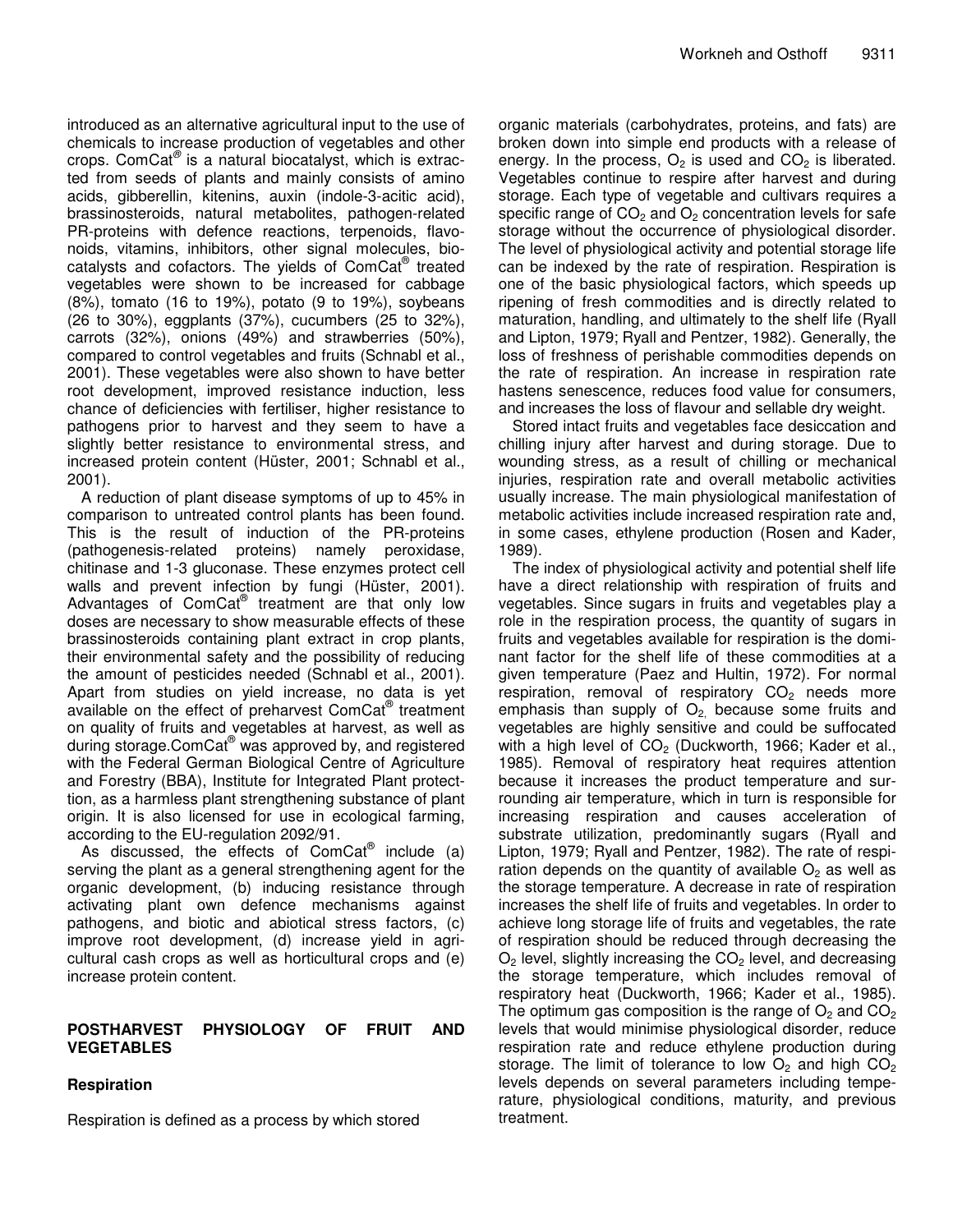introduced as an alternative agricultural input to the use of chemicals to increase production of vegetables and other crops. ComCat® is a natural biocatalyst, which is extracted from seeds of plants and mainly consists of amino acids, gibberellin, kitenins, auxin (indole-3-acitic acid), brassinosteroids, natural metabolites, pathogen-related PR-proteins with defence reactions, terpenoids, flavonoids, vitamins, inhibitors, other signal molecules, biocatalysts and cofactors. The yields of ComCat® treated vegetables were shown to be increased for cabbage (8%), tomato (16 to 19%), potato (9 to 19%), soybeans (26 to 30%), eggplants (37%), cucumbers (25 to 32%), carrots (32%), onions (49%) and strawberries (50%), compared to control vegetables and fruits (Schnabl et al., 2001). These vegetables were also shown to have better root development, improved resistance induction, less chance of deficiencies with fertiliser, higher resistance to pathogens prior to harvest and they seem to have a slightly better resistance to environmental stress, and increased protein content (Hüster, 2001; Schnabl et al., 2001).

A reduction of plant disease symptoms of up to 45% in comparison to untreated control plants has been found. This is the result of induction of the PR-proteins (pathogenesis-related proteins) namely peroxidase, chitinase and 1-3 gluconase. These enzymes protect cell walls and prevent infection by fungi (Hüster, 2001). Advantages of ComCat® treatment are that only low doses are necessary to show measurable effects of these brassinosteroids containing plant extract in crop plants, their environmental safety and the possibility of reducing the amount of pesticides needed (Schnabl et al., 2001). Apart from studies on yield increase, no data is yet available on the effect of preharvest ComCat® treatment on quality of fruits and vegetables at harvest, as well as during storage.ComCat® was approved by, and registered with the Federal German Biological Centre of Agriculture and Forestry (BBA), Institute for Integrated Plant protecttion, as a harmless plant strengthening substance of plant origin. It is also licensed for use in ecological farming, according to the EU-regulation 2092/91.

As discussed, the effects of ComCat® include (a) serving the plant as a general strengthening agent for the organic development, (b) inducing resistance through activating plant own defence mechanisms against pathogens, and biotic and abiotical stress factors, (c) improve root development, (d) increase yield in agricultural cash crops as well as horticultural crops and (e) increase protein content.

## POSTHARVEST PHYSIOLOGY OF FRUIT AND VEGETABLES

### Respiration

Respiration is defined as a process by which stored organic materials (carbohydrates, proteins, and fats) are broken down into simple end products with a release of energy. In the process, $O_2$ is used and $CO_2$ is liberated. Vegetables continue to respire after harvest and during storage. Each type of vegetable and cultivars requires a specific range of $CO_2$ and $O_2$ concentration levels for safe storage without the occurrence of physiological disorder. The level of physiological activity and potential storage life can be indexed by the rate of respiration. Respiration is one of the basic physiological factors, which speeds up ripening of fresh commodities and is directly related to maturation, handling, and ultimately to the shelf life (Ryall and Lipton, 1979; Ryall and Pentzer, 1982). Generally, the loss of freshness of perishable commodities depends on the rate of respiration. An increase in respiration rate hastens senescence, reduces food value for consumers, and increases the loss of flavour and sellable dry weight.

Stored intact fruits and vegetables face desiccation and chilling injury after harvest and during storage. Due to wounding stress, as a result of chilling or mechanical injuries, respiration rate and overall metabolic activities usually increase. The main physiological manifestation of metabolic activities include increased respiration rate and, in some cases, ethylene production (Rosen and Kader, 1989).

The index of physiological activity and potential shelf life have a direct relationship with respiration of fruits and vegetables. Since sugars in fruits and vegetables play a role in the respiration process, the quantity of sugars in fruits and vegetables available for respiration is the dominant factor for the shelf life of these commodities at a given temperature (Paez and Hultin, 1972). For normal respiration, removal of respiratory $CO_2$ needs more emphasis than supply of $O_2$, because some fruits and vegetables are highly sensitive and could be suffocated with a high level of $CO_2$ (Duckworth, 1966; Kader et al., 1985). Removal of respiratory heat requires attention because it increases the product temperature and surrounding air temperature, which in turn is responsible for increasing respiration and causes acceleration of substrate utilization, predominantly sugars (Ryall and Lipton, 1979; Ryall and Pentzer, 1982). The rate of respiration depends on the quantity of available $O_2$ as well as the storage temperature. A decrease in rate of respiration increases the shelf life of fruits and vegetables. In order to achieve long storage life of fruits and vegetables, the rate of respiration should be reduced through decreasing the $O_2$ level, slightly increasing the $CO_2$ level, and decreasing the storage temperature, which includes removal of respiratory heat (Duckworth, 1966; Kader et al., 1985). The optimum gas composition is the range of $O_2$ and $CO_2$ levels that would minimise physiological disorder, reduce respiration rate and reduce ethylene production during storage. The limit of tolerance to low $O_2$ and high $CO_2$ levels depends on several parameters including temperature, physiological conditions, maturity, and previous treatment.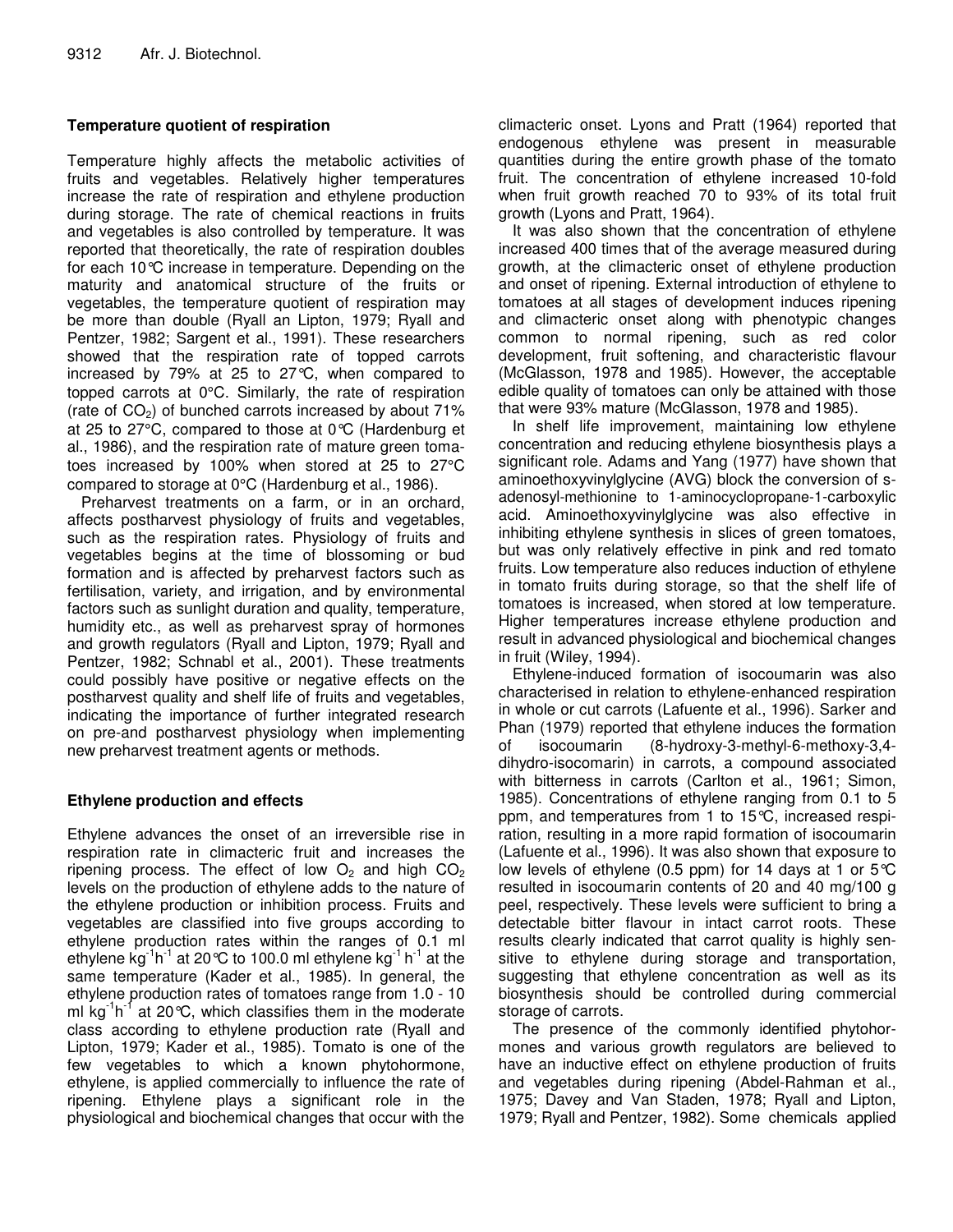## Temperature quotient of respiration

Temperature highly affects the metabolic activities of fruits and vegetables. Relatively higher temperatures increase the rate of respiration and ethylene production during storage. The rate of chemical reactions in fruits and vegetables is also controlled by temperature. It was reported that theoretically, the rate of respiration doubles for each 10°C increase in temperature. Depending on the maturity and anatomical structure of the fruits or vegetables, the temperature quotient of respiration may be more than double (Ryall an Lipton, 1979; Ryall and Pentzer, 1982; Sargent et al., 1991). These researchers showed that the respiration rate of topped carrots increased by 79% at 25 to 27°C, when compared to topped carrots at 0°C. Similarly, the rate of respiration (rate of $CO_2$) of bunched carrots increased by about 71% at 25 to 27°C, compared to those at 0°C (Hardenburg et al., 1986), and the respiration rate of mature green tomatoes increased by 100% when stored at 25 to 27°C compared to storage at 0°C (Hardenburg et al., 1986).

Preharvest treatments on a farm, or in an orchard, affects postharvest physiology of fruits and vegetables, such as the respiration rates. Physiology of fruits and vegetables begins at the time of blossoming or bud formation and is affected by preharvest factors such as fertilisation, variety, and irrigation, and by environmental factors such as sunlight duration and quality, temperature, humidity etc., as well as preharvest spray of hormones and growth regulators (Ryall and Lipton, 1979; Ryall and Pentzer, 1982; Schnabl et al., 2001). These treatments could possibly have positive or negative effects on the postharvest quality and shelf life of fruits and vegetables, indicating the importance of further integrated research on pre-and postharvest physiology when implementing new preharvest treatment agents or methods.

## Ethylene production and effects

Ethylene advances the onset of an irreversible rise in respiration rate in climacteric fruit and increases the ripening process. The effect of low $O_2$ and high $CO_2$ levels on the production of ethylene adds to the nature of the ethylene production or inhibition process. Fruits and vegetables are classified into five groups according to ethylene production rates within the ranges of 0.1 ml ethylene $kg^{-1}h^{-1}$ at 20°C to 100.0 ml ethylene $kg^{-1}h^{-1}$ at the same temperature (Kader et al., 1985). In general, the ethylene production rates of tomatoes range from 1.0 - 10 ml $kg^{-1}h^{-1}$ at 20°C, which classifies them in the moderate class according to ethylene production rate (Ryall and Lipton, 1979; Kader et al., 1985). Tomato is one of the few vegetables to which a known phytohormone, ethylene, is applied commercially to influence the rate of ripening. Ethylene plays a significant role in the physiological and biochemical changes that occur with the climacteric onset. Lyons and Pratt (1964) reported that endogenous ethylene was present in measurable quantities during the entire growth phase of the tomato fruit. The concentration of ethylene increased 10-fold when fruit growth reached 70 to 93% of its total fruit growth (Lyons and Pratt, 1964).

It was also shown that the concentration of ethylene increased 400 times that of the average measured during growth, at the climacteric onset of ethylene production and onset of ripening. External introduction of ethylene to tomatoes at all stages of development induces ripening and climacteric onset along with phenotypic changes common to normal ripening, such as red color development, fruit softening, and characteristic flavour (McGlasson, 1978 and 1985). However, the acceptable edible quality of tomatoes can only be attained with those that were 93% mature (McGlasson, 1978 and 1985).

In shelf life improvement, maintaining low ethylene concentration and reducing ethylene biosynthesis plays a significant role. Adams and Yang (1977) have shown that aminoethoxyvinylglycine (AVG) block the conversion of s-adenosyl-methionine to 1-aminocyclopropane-1-carboxylic acid. Aminoethoxyvinylglycine was also effective in inhibiting ethylene synthesis in slices of green tomatoes, but was only relatively effective in pink and red tomato fruits. Low temperature also reduces induction of ethylene in tomato fruits during storage, so that the shelf life of tomatoes is increased, when stored at low temperature. Higher temperatures increase ethylene production and result in advanced physiological and biochemical changes in fruit (Wiley, 1994).

Ethylene-induced formation of isocoumarin was also characterised in relation to ethylene-enhanced respiration in whole or cut carrots (Lafuente et al., 1996). Sarker and Phan (1979) reported that ethylene induces the formation of isocoumarin (8-hydroxy-3-methyl-6-methoxy-3,4-dihydro-isocomarin) in carrots, a compound associated with bitterness in carrots (Carlton et al., 1961; Simon, 1985). Concentrations of ethylene ranging from 0.1 to 5 ppm, and temperatures from 1 to 15°C, increased respiration, resulting in a more rapid formation of isocoumarin (Lafuente et al., 1996). It was also shown that exposure to low levels of ethylene (0.5 ppm) for 14 days at 1 or 5°C resulted in isocoumarin contents of 20 and 40 mg/100 g peel, respectively. These levels were sufficient to bring a detectable bitter flavour in intact carrot roots. These results clearly indicated that carrot quality is highly sensitive to ethylene during storage and transportation, suggesting that ethylene concentration as well as its biosynthesis should be controlled during commercial storage of carrots.

The presence of the commonly identified phytohormones and various growth regulators are believed to have an inductive effect on ethylene production of fruits and vegetables during ripening (Abdel-Rahman et al., 1975; Davey and Van Staden, 1978; Ryall and Lipton, 1979; Ryall and Pentzer, 1982). Some chemicals applied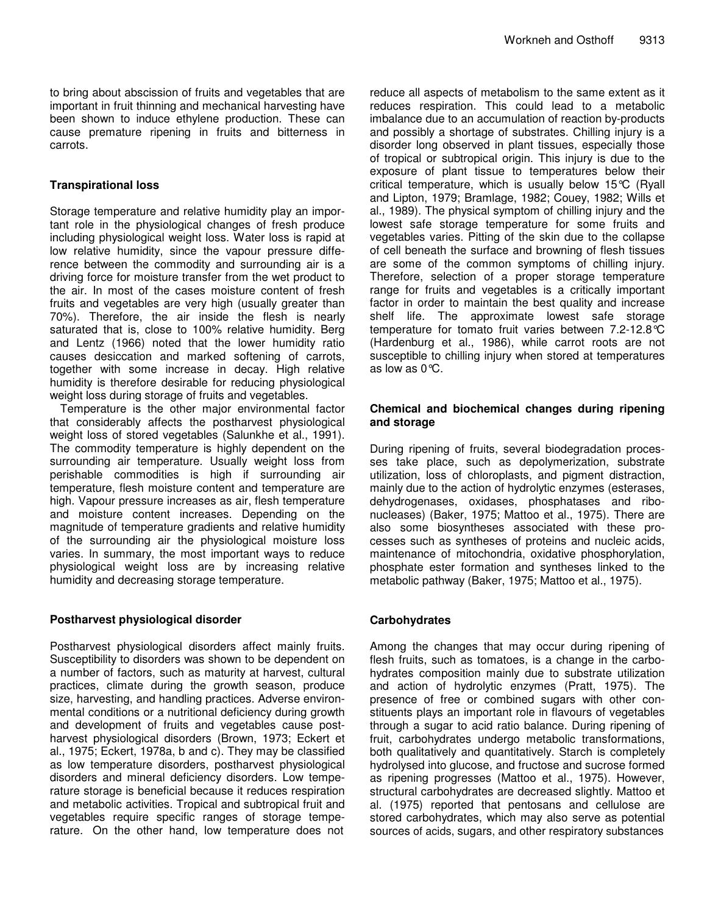to bring about abscission of fruits and vegetables that are important in fruit thinning and mechanical harvesting have been shown to induce ethylene production. These can cause premature ripening in fruits and bitterness in carrots.

### Transpirational loss

Storage temperature and relative humidity play an important role in the physiological changes of fresh produce including physiological weight loss. Water loss is rapid at low relative humidity, since the vapour pressure difference between the commodity and surrounding air is a driving force for moisture transfer from the wet product to the air. In most of the cases moisture content of fresh fruits and vegetables are very high (usually greater than 70%). Therefore, the air inside the flesh is nearly saturated that is, close to 100% relative humidity. Berg and Lentz (1966) noted that the lower humidity ratio causes desiccation and marked softening of carrots, together with some increase in decay. High relative humidity is therefore desirable for reducing physiological weight loss during storage of fruits and vegetables.

Temperature is the other major environmental factor that considerably affects the postharvest physiological weight loss of stored vegetables (Salunkhe et al., 1991). The commodity temperature is highly dependent on the surrounding air temperature. Usually weight loss from perishable commodities is high if surrounding air temperature, flesh moisture content and temperature are high. Vapour pressure increases as air, flesh temperature and moisture content increases. Depending on the magnitude of temperature gradients and relative humidity of the surrounding air the physiological moisture loss varies. In summary, the most important ways to reduce physiological weight loss are by increasing relative humidity and decreasing storage temperature.

### Postharvest physiological disorder

Postharvest physiological disorders affect mainly fruits. Susceptibility to disorders was shown to be dependent on a number of factors, such as maturity at harvest, cultural practices, climate during the growth season, produce size, harvesting, and handling practices. Adverse environmental conditions or a nutritional deficiency during growth and development of fruits and vegetables cause postharvest physiological disorders (Brown, 1973; Eckert et al., 1975; Eckert, 1978a, b and c). They may be classified as low temperature disorders, postharvest physiological disorders and mineral deficiency disorders. Low temperature storage is beneficial because it reduces respiration and metabolic activities. Tropical and subtropical fruit and vegetables require specific ranges of storage temperature. On the other hand, low temperature does not reduce all aspects of metabolism to the same extent as it reduces respiration. This could lead to a metabolic imbalance due to an accumulation of reaction by-products and possibly a shortage of substrates. Chilling injury is a disorder long observed in plant tissues, especially those of tropical or subtropical origin. This injury is due to the exposure of plant tissue to temperatures below their critical temperature, which is usually below 15°C (Ryall and Lipton, 1979; Bramlage, 1982; Couey, 1982; Wills et al., 1989). The physical symptom of chilling injury and the lowest safe storage temperature for some fruits and vegetables varies. Pitting of the skin due to the collapse of cell beneath the surface and browning of flesh tissues are some of the common symptoms of chilling injury. Therefore, selection of a proper storage temperature range for fruits and vegetables is a critically important factor in order to maintain the best quality and increase shelf life. The approximate lowest safe storage temperature for tomato fruit varies between 7.2-12.8°C (Hardenburg et al., 1986), while carrot roots are not susceptible to chilling injury when stored at temperatures as low as 0°C.

### Chemical and biochemical changes during ripening and storage

During ripening of fruits, several biodegradation processes take place, such as depolymerization, substrate utilization, loss of chloroplasts, and pigment distraction, mainly due to the action of hydrolytic enzymes (esterases, dehydrogenases, oxidases, phosphatases and ribonucleases) (Baker, 1975; Mattoo et al., 1975). There are also some biosyntheses associated with these processes such as syntheses of proteins and nucleic acids, maintenance of mitochondria, oxidative phosphorylation, phosphate ester formation and syntheses linked to the metabolic pathway (Baker, 1975; Mattoo et al., 1975).

### Carbohydrates

Among the changes that may occur during ripening of flesh fruits, such as tomatoes, is a change in the carbohydrates composition mainly due to substrate utilization and action of hydrolytic enzymes (Pratt, 1975). The presence of free or combined sugars with other constituents plays an important role in flavours of vegetables through a sugar to acid ratio balance. During ripening of fruit, carbohydrates undergo metabolic transformations, both qualitatively and quantitatively. Starch is completely hydrolysed into glucose, and fructose and sucrose formed as ripening progresses (Mattoo et al., 1975). However, structural carbohydrates are decreased slightly. Mattoo et al. (1975) reported that pentosans and cellulose are stored carbohydrates, which may also serve as potential sources of acids, sugars, and other respiratory substances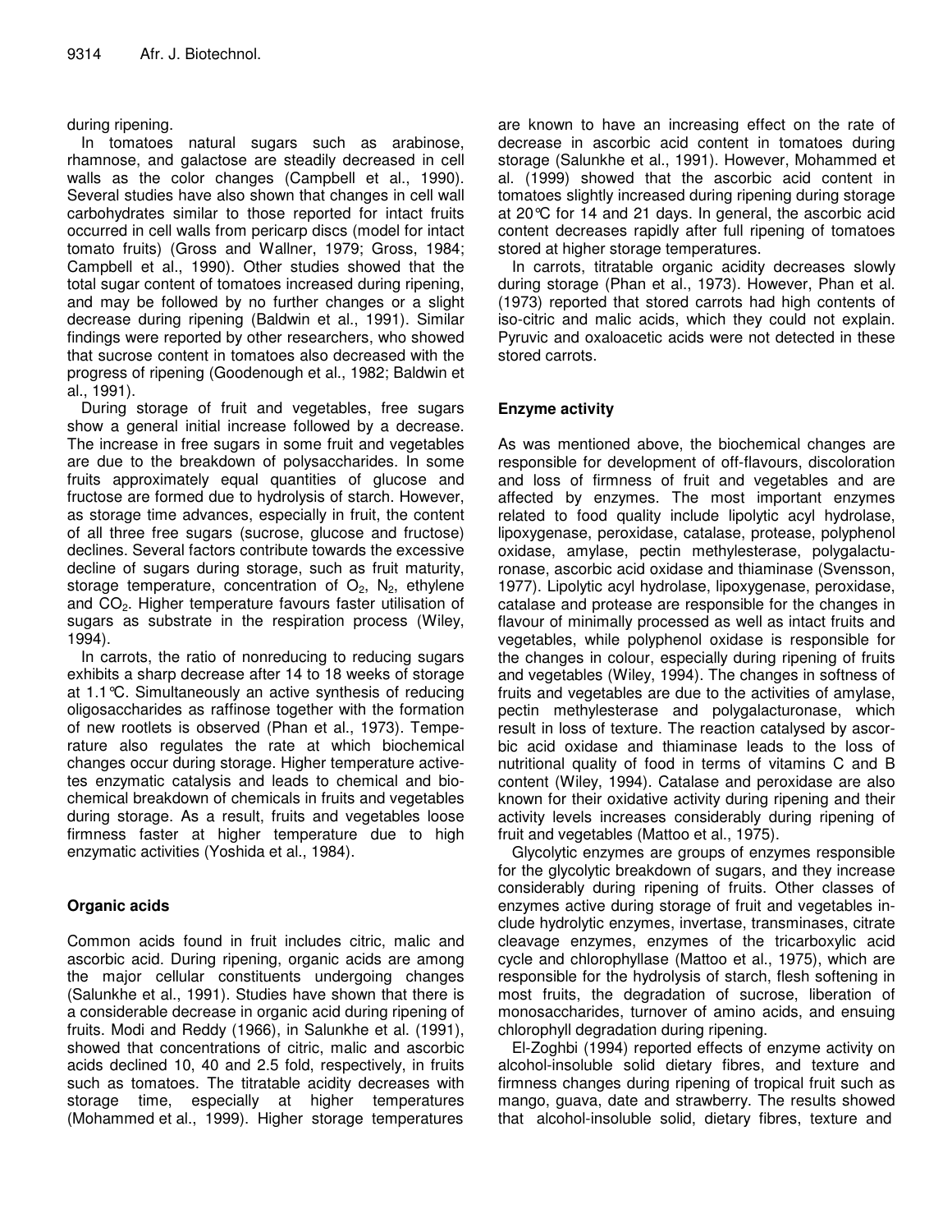during ripening.

In tomatoes natural sugars such as arabinose, rhamnose, and galactose are steadily decreased in cell walls as the color changes (Campbell et al., 1990). Several studies have also shown that changes in cell wall carbohydrates similar to those reported for intact fruits occurred in cell walls from pericarp discs (model for intact tomato fruits) (Gross and Wallner, 1979; Gross, 1984; Campbell et al., 1990). Other studies showed that the total sugar content of tomatoes increased during ripening, and may be followed by no further changes or a slight decrease during ripening (Baldwin et al., 1991). Similar findings were reported by other researchers, who showed that sucrose content in tomatoes also decreased with the progress of ripening (Goodenough et al., 1982; Baldwin et al., 1991).

During storage of fruit and vegetables, free sugars show a general initial increase followed by a decrease. The increase in free sugars in some fruit and vegetables are due to the breakdown of polysaccharides. In some fruits approximately equal quantities of glucose and fructose are formed due to hydrolysis of starch. However, as storage time advances, especially in fruit, the content of all three free sugars (sucrose, glucose and fructose) declines. Several factors contribute towards the excessive decline of sugars during storage, such as fruit maturity, storage temperature, concentration of $O_2$, $N_2$, ethylene and $CO_2$. Higher temperature favours faster utilisation of sugars as substrate in the respiration process (Wiley, 1994).

In carrots, the ratio of nonreducing to reducing sugars exhibits a sharp decrease after 14 to 18 weeks of storage at 1.1°C. Simultaneously an active synthesis of reducing oligosaccharides as raffinose together with the formation of new rootlets is observed (Phan et al., 1973). Temperature also regulates the rate at which biochemical changes occur during storage. Higher temperature activetes enzymatic catalysis and leads to chemical and biochemical breakdown of chemicals in fruits and vegetables during storage. As a result, fruits and vegetables loose firmness faster at higher temperature due to high enzymatic activities (Yoshida et al., 1984).

## Organic acids

Common acids found in fruit includes citric, malic and ascorbic acid. During ripening, organic acids are among the major cellular constituents undergoing changes (Salunkhe et al., 1991). Studies have shown that there is a considerable decrease in organic acid during ripening of fruits. Modi and Reddy (1966), in Salunkhe et al. (1991), showed that concentrations of citric, malic and ascorbic acids declined 10, 40 and 2.5 fold, respectively, in fruits such as tomatoes. The titratable acidity decreases with storage time, especially at higher temperatures (Mohammed et al., 1999). Higher storage temperatures are known to have an increasing effect on the rate of decrease in ascorbic acid content in tomatoes during storage (Salunkhe et al., 1991). However, Mohammed et al. (1999) showed that the ascorbic acid content in tomatoes slightly increased during ripening during storage at 20°C for 14 and 21 days. In general, the ascorbic acid content decreases rapidly after full ripening of tomatoes stored at higher storage temperatures.

In carrots, titratable organic acidity decreases slowly during storage (Phan et al., 1973). However, Phan et al. (1973) reported that stored carrots had high contents of iso-citric and malic acids, which they could not explain. Pyruvic and oxaloacetic acids were not detected in these stored carrots.

## Enzyme activity

As was mentioned above, the biochemical changes are responsible for development of off-flavours, discoloration and loss of firmness of fruit and vegetables and are affected by enzymes. The most important enzymes related to food quality include lipolytic acyl hydrolase, lipoxygenase, peroxidase, catalase, protease, polyphenol oxidase, amylase, pectin methylesterase, polygalacturonase, ascorbic acid oxidase and thiaminase (Svensson, 1977). Lipolytic acyl hydrolase, lipoxygenase, peroxidase, catalase and protease are responsible for the changes in flavour of minimally processed as well as intact fruits and vegetables, while polyphenol oxidase is responsible for the changes in colour, especially during ripening of fruits and vegetables (Wiley, 1994). The changes in softness of fruits and vegetables are due to the activities of amylase, pectin methylesterase and polygalacturonase, which result in loss of texture. The reaction catalysed by ascorbic acid oxidase and thiaminase leads to the loss of nutritional quality of food in terms of vitamins C and B content (Wiley, 1994). Catalase and peroxidase are also known for their oxidative activity during ripening and their activity levels increases considerably during ripening of fruit and vegetables (Mattoo et al., 1975).

Glycolytic enzymes are groups of enzymes responsible for the glycolytic breakdown of sugars, and they increase considerably during ripening of fruits. Other classes of enzymes active during storage of fruit and vegetables include hydrolytic enzymes, invertase, transminases, citrate cleavage enzymes, enzymes of the tricarboxylic acid cycle and chlorophyllase (Mattoo et al., 1975), which are responsible for the hydrolysis of starch, flesh softening in most fruits, the degradation of sucrose, liberation of monosaccharides, turnover of amino acids, and ensuing chlorophyll degradation during ripening.

El-Zoghbi (1994) reported effects of enzyme activity on alcohol-insoluble solid dietary fibres, and texture and firmness changes during ripening of tropical fruit such as mango, guava, date and strawberry. The results showed that alcohol-insoluble solid, dietary fibres, texture and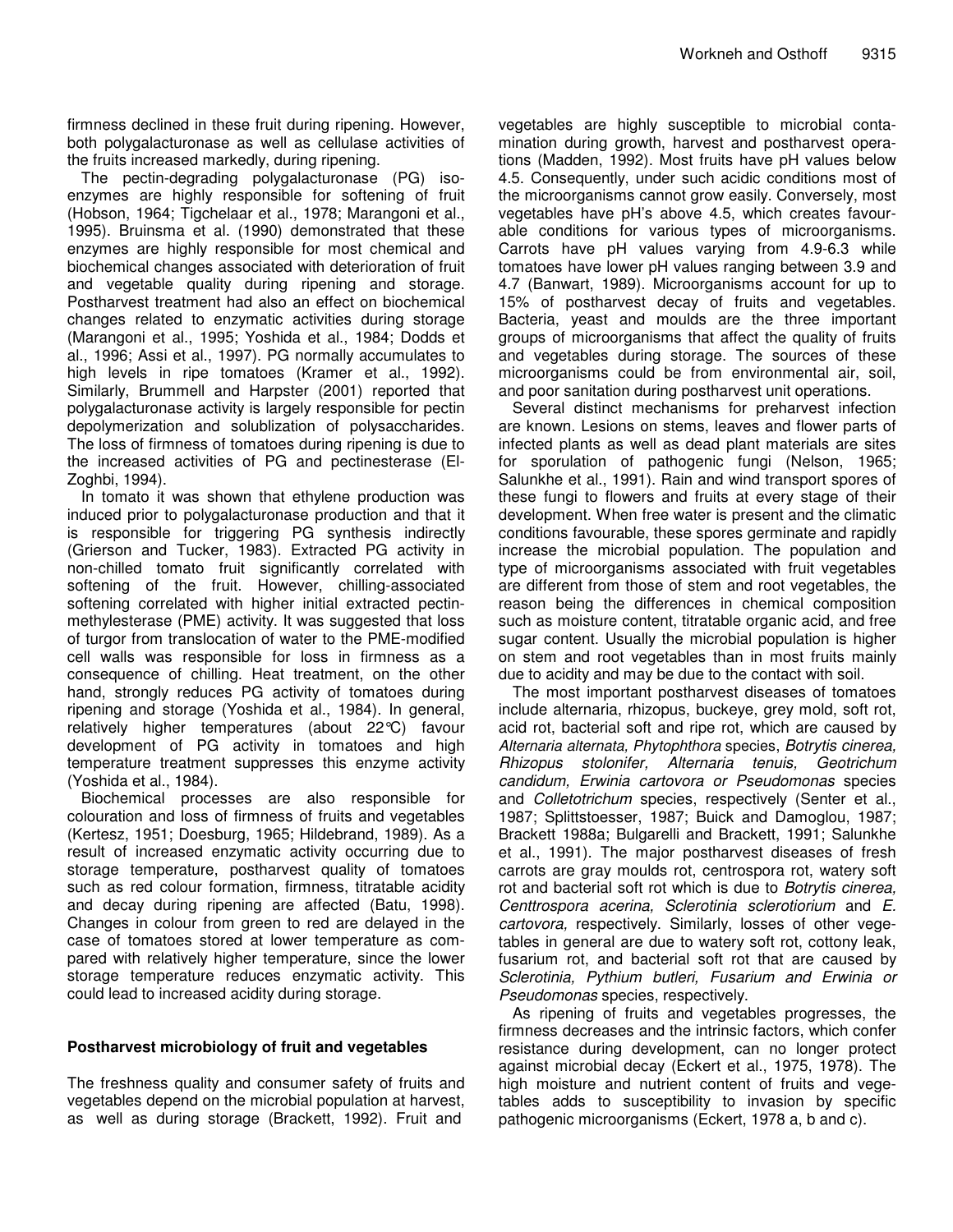firmness declined in these fruit during ripening. However, both polygalacturonase as well as cellulase activities of the fruits increased markedly, during ripening.

The pectin-degrading polygalacturonase (PG) isoenzymes are highly responsible for softening of fruit (Hobson, 1964; Tigchelaar et al., 1978; Marangoni et al., 1995). Bruinsma et al. (1990) demonstrated that these enzymes are highly responsible for most chemical and biochemical changes associated with deterioration of fruit and vegetable quality during ripening and storage. Postharvest treatment had also an effect on biochemical changes related to enzymatic activities during storage (Marangoni et al., 1995; Yoshida et al., 1984; Dodds et al., 1996; Assi et al., 1997). PG normally accumulates to high levels in ripe tomatoes (Kramer et al., 1992). Similarly, Brummell and Harpster (2001) reported that polygalacturonase activity is largely responsible for pectin depolymerization and solublization of polysaccharides. The loss of firmness of tomatoes during ripening is due to the increased activities of PG and pectinesterase (El-Zoghbi, 1994).

In tomato it was shown that ethylene production was induced prior to polygalacturonase production and that it is responsible for triggering PG synthesis indirectly (Grierson and Tucker, 1983). Extracted PG activity in non-chilled tomato fruit significantly correlated with softening of the fruit. However, chilling-associated softening correlated with higher initial extracted pectin-methylesterase (PME) activity. It was suggested that loss of turgor from translocation of water to the PME-modified cell walls was responsible for loss in firmness as a consequence of chilling. Heat treatment, on the other hand, strongly reduces PG activity of tomatoes during ripening and storage (Yoshida et al., 1984). In general, relatively higher temperatures (about 22°C) favour development of PG activity in tomatoes and high temperature treatment suppresses this enzyme activity (Yoshida et al., 1984).

Biochemical processes are also responsible for colouration and loss of firmness of fruits and vegetables (Kertesz, 1951; Doesburg, 1965; Hildebrand, 1989). As a result of increased enzymatic activity occurring due to storage temperature, postharvest quality of tomatoes such as red colour formation, firmness, titratable acidity and decay during ripening are affected (Batu, 1998). Changes in colour from green to red are delayed in the case of tomatoes stored at lower temperature as compared with relatively higher temperature, since the lower storage temperature reduces enzymatic activity. This could lead to increased acidity during storage.

## Postharvest microbiology of fruit and vegetables

The freshness quality and consumer safety of fruits and vegetables depend on the microbial population at harvest, as well as during storage (Brackett, 1992). Fruit and vegetables are highly susceptible to microbial contamination during growth, harvest and postharvest operations (Madden, 1992). Most fruits have pH values below 4.5. Consequently, under such acidic conditions most of the microorganisms cannot grow easily. Conversely, most vegetables have pH's above 4.5, which creates favourable conditions for various types of microorganisms. Carrots have pH values varying from 4.9-6.3 while tomatoes have lower pH values ranging between 3.9 and 4.7 (Banwart, 1989). Microorganisms account for up to 15% of postharvest decay of fruits and vegetables. Bacteria, yeast and moulds are the three important groups of microorganisms that affect the quality of fruits and vegetables during storage. The sources of these microorganisms could be from environmental air, soil, and poor sanitation during postharvest unit operations.

Several distinct mechanisms for preharvest infection are known. Lesions on stems, leaves and flower parts of infected plants as well as dead plant materials are sites for sporulation of pathogenic fungi (Nelson, 1965; Salunkhe et al., 1991). Rain and wind transport spores of these fungi to flowers and fruits at every stage of their development. When free water is present and the climatic conditions favourable, these spores germinate and rapidly increase the microbial population. The population and type of microorganisms associated with fruit vegetables are different from those of stem and root vegetables, the reason being the differences in chemical composition such as moisture content, titratable organic acid, and free sugar content. Usually the microbial population is higher on stem and root vegetables than in most fruits mainly due to acidity and may be due to the contact with soil.

The most important postharvest diseases of tomatoes include alternaria, rhizopus, buckeye, grey mold, soft rot, acid rot, bacterial soft and ripe rot, which are caused by *Alternaria alternata, Phytophthora* species, *Botrytis cinerea, Rhizopus stolonifer, Alternaria tenuis, Geotrichum candidum, Erwinia cartovora or Pseudomonas* species and *Colletotrichum* species, respectively (Senter et al., 1987; Splittstoesser, 1987; Buick and Damoglou, 1987; Brackett 1988a; Bulgarelli and Brackett, 1991; Salunkhe et al., 1991). The major postharvest diseases of fresh carrots are gray moulds rot, centrospora rot, watery soft rot and bacterial soft rot which is due to *Botrytis cinerea, Centtrospora acerina, Sclerotinia sclerotiorium* and *E. cartovora,* respectively. Similarly, losses of other vegetables in general are due to watery soft rot, cottony leak, fusarium rot, and bacterial soft rot that are caused by *Sclerotinia, Pythium butleri, Fusarium and Erwinia or Pseudomonas* species, respectively.

As ripening of fruits and vegetables progresses, the firmness decreases and the intrinsic factors, which confer resistance during development, can no longer protect against microbial decay (Eckert et al., 1975, 1978). The high moisture and nutrient content of fruits and vegetables adds to susceptibility to invasion by specific pathogenic microorganisms (Eckert, 1978 a, b and c).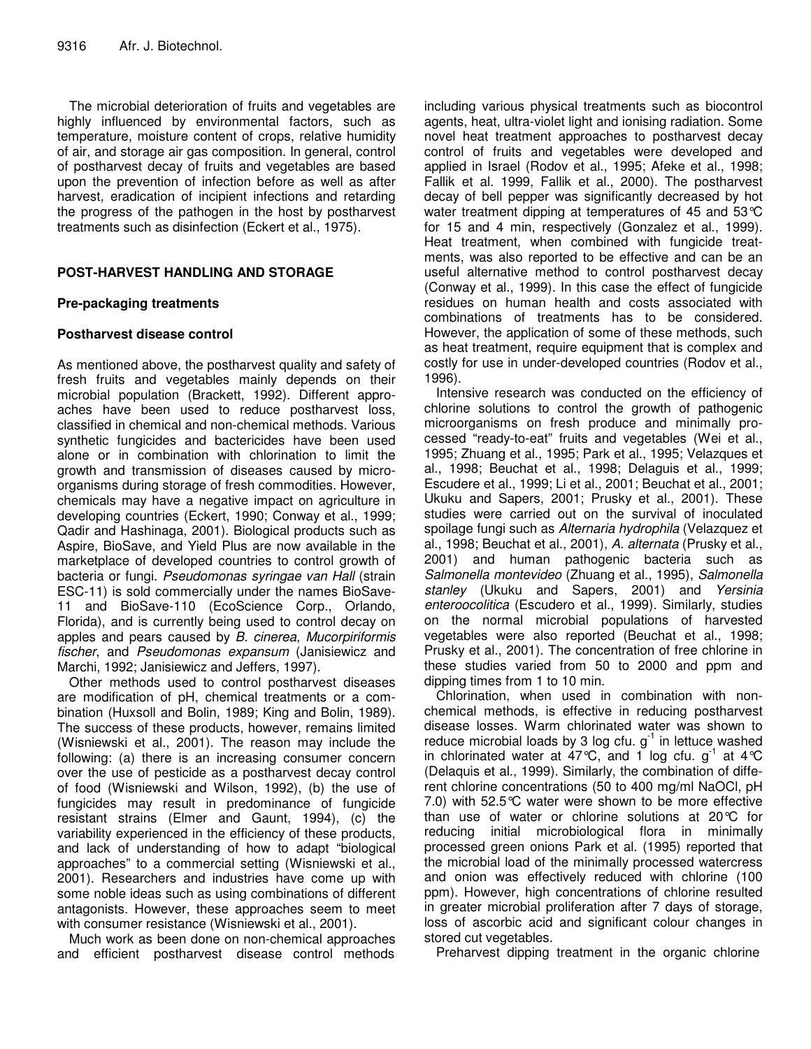The microbial deterioration of fruits and vegetables are highly influenced by environmental factors, such as temperature, moisture content of crops, relative humidity of air, and storage air gas composition. In general, control of postharvest decay of fruits and vegetables are based upon the prevention of infection before as well as after harvest, eradication of incipient infections and retarding the progress of the pathogen in the host by postharvest treatments such as disinfection (Eckert et al., 1975).

## POST-HARVEST HANDLING AND STORAGE

### Pre-packaging treatments

### Postharvest disease control

As mentioned above, the postharvest quality and safety of fresh fruits and vegetables mainly depends on their microbial population (Brackett, 1992). Different approaches have been used to reduce postharvest loss, classified in chemical and non-chemical methods. Various synthetic fungicides and bactericides have been used alone or in combination with chlorination to limit the growth and transmission of diseases caused by microorganisms during storage of fresh commodities. However, chemicals may have a negative impact on agriculture in developing countries (Eckert, 1990; Conway et al., 1999; Qadir and Hashinaga, 2001). Biological products such as Aspire, BioSave, and Yield Plus are now available in the marketplace of developed countries to control growth of bacteria or fungi. *Pseudomonas syringae van Hall* (strain ESC-11) is sold commercially under the names BioSave-11 and BioSave-110 (EcoScience Corp., Orlando, Florida), and is currently being used to control decay on apples and pears caused by *B. cinerea*, *Mucorpiriformis fischer*, and *Pseudomonas expansum* (Janisiewicz and Marchi, 1992; Janisiewicz and Jeffers, 1997).

Other methods used to control postharvest diseases are modification of pH, chemical treatments or a combination (Huxsoll and Bolin, 1989; King and Bolin, 1989). The success of these products, however, remains limited (Wisniewski et al., 2001). The reason may include the following: (a) there is an increasing consumer concern over the use of pesticide as a postharvest decay control of food (Wisniewski and Wilson, 1992), (b) the use of fungicides may result in predominance of fungicide resistant strains (Elmer and Gaunt, 1994), (c) the variability experienced in the efficiency of these products, and lack of understanding of how to adapt "biological approaches" to a commercial setting (Wisniewski et al., 2001). Researchers and industries have come up with some noble ideas such as using combinations of different antagonists. However, these approaches seem to meet with consumer resistance (Wisniewski et al., 2001).

Much work as been done on non-chemical approaches and efficient postharvest disease control methods including various physical treatments such as biocontrol agents, heat, ultra-violet light and ionising radiation. Some novel heat treatment approaches to postharvest decay control of fruits and vegetables were developed and applied in Israel (Rodov et al., 1995; Afeke et al., 1998; Fallik et al. 1999, Fallik et al., 2000). The postharvest decay of bell pepper was significantly decreased by hot water treatment dipping at temperatures of 45 and 53°C for 15 and 4 min, respectively (Gonzalez et al., 1999). Heat treatment, when combined with fungicide treatments, was also reported to be effective and can be an useful alternative method to control postharvest decay (Conway et al., 1999). In this case the effect of fungicide residues on human health and costs associated with combinations of treatments has to be considered. However, the application of some of these methods, such as heat treatment, require equipment that is complex and costly for use in under-developed countries (Rodov et al., 1996).

Intensive research was conducted on the efficiency of chlorine solutions to control the growth of pathogenic microorganisms on fresh produce and minimally processed "ready-to-eat" fruits and vegetables (Wei et al., 1995; Zhuang et al., 1995; Park et al., 1995; Velazques et al., 1998; Beuchat et al., 1998; Delaguis et al., 1999; Escudere et al., 1999; Li et al., 2001; Beuchat et al., 2001; Ukuku and Sapers, 2001; Prusky et al., 2001). These studies were carried out on the survival of inoculated spoilage fungi such as *Alternaria hydrophila* (Velazquez et al., 1998; Beuchat et al., 2001), *A. alternata* (Prusky et al., 2001) and human pathogenic bacteria such as *Salmonella montevideo* (Zhuang et al., 1995), *Salmonella stanley* (Ukuku and Sapers, 2001) and *Yersinia enteroocolitica* (Escudero et al., 1999). Similarly, studies on the normal microbial populations of harvested vegetables were also reported (Beuchat et al., 1998; Prusky et al., 2001). The concentration of free chlorine in these studies varied from 50 to 2000 and ppm and dipping times from 1 to 10 min.

Chlorination, when used in combination with non-chemical methods, is effective in reducing postharvest disease losses. Warm chlorinated water was shown to reduce microbial loads by 3 log cfu. $g^{-1}$ in lettuce washed in chlorinated water at 47°C, and 1 log cfu. $g^{-1}$ at 4°C (Delaquis et al., 1999). Similarly, the combination of different chlorine concentrations (50 to 400 mg/ml NaOCl, pH 7.0) with 52.5°C water were shown to be more effective than use of water or chlorine solutions at 20°C for reducing initial microbiological flora in minimally processed green onions Park et al. (1995) reported that the microbial load of the minimally processed watercress and onion was effectively reduced with chlorine (100 ppm). However, high concentrations of chlorine resulted in greater microbial proliferation after 7 days of storage, loss of ascorbic acid and significant colour changes in stored cut vegetables.

Preharvest dipping treatment in the organic chlorine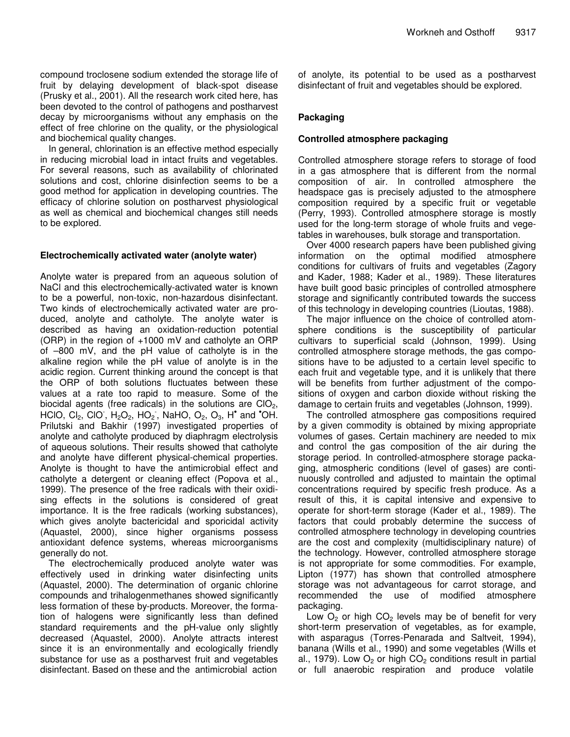compound troclosene sodium extended the storage life of fruit by delaying development of black-spot disease (Prusky et al., 2001). All the research work cited here, has been devoted to the control of pathogens and postharvest decay by microorganisms without any emphasis on the effect of free chlorine on the quality, or the physiological and biochemical quality changes.

In general, chlorination is an effective method especially in reducing microbial load in intact fruits and vegetables. For several reasons, such as availability of chlorinated solutions and cost, chlorine disinfection seems to be a good method for application in developing countries. The efficacy of chlorine solution on postharvest physiological as well as chemical and biochemical changes still needs to be explored.

### Electrochemically activated water (anolyte water)

Anolyte water is prepared from an aqueous solution of NaCl and this electrochemically-activated water is known to be a powerful, non-toxic, non-hazardous disinfectant. Two kinds of electrochemically activated water are produced, anolyte and catholyte. The anolyte water is described as having an oxidation-reduction potential (ORP) in the region of +1000 mV and catholyte an ORP of –800 mV, and the pH value of catholyte is in the alkaline region while the pH value of anolyte is in the acidic region. Current thinking around the concept is that the ORP of both solutions fluctuates between these values at a rate too rapid to measure. Some of the biocidal agents (free radicals) in the solutions are $ClO_2$, HClO, $Cl_2$, $ClO^-$, $H_2O_2$, $HO_2^-$, NaHO, $O_2$, $O_3$, $H^{\bullet}$ and $^{\bullet}OH$. Prilutski and Bakhir (1997) investigated properties of anolyte and catholyte produced by diaphragm electrolysis of aqueous solutions. Their results showed that catholyte and anolyte have different physical-chemical properties. Anolyte is thought to have the antimicrobial effect and catholyte a detergent or cleaning effect (Popova et al., 1999). The presence of the free radicals with their oxidising effects in the solutions is considered of great importance. It is the free radicals (working substances), which gives anolyte bactericidal and sporicidal activity (Aquastel, 2000), since higher organisms possess antioxidant defence systems, whereas microorganisms generally do not.

The electrochemically produced anolyte water was effectively used in drinking water disinfecting units (Aquastel, 2000). The determination of organic chlorine compounds and trihalogenmethanes showed significantly less formation of these by-products. Moreover, the formation of halogens were significantly less than defined standard requirements and the pH-value only slightly decreased (Aquastel, 2000). Anolyte attracts interest since it is an environmentally and ecologically friendly substance for use as a postharvest fruit and vegetables disinfectant. Based on these and the antimicrobial action of anolyte, its potential to be used as a postharvest disinfectant of fruit and vegetables should be explored.

## Packaging

### Controlled atmosphere packaging

Controlled atmosphere storage refers to storage of food in a gas atmosphere that is different from the normal composition of air. In controlled atmosphere the headspace gas is precisely adjusted to the atmosphere composition required by a specific fruit or vegetable (Perry, 1993). Controlled atmosphere storage is mostly used for the long-term storage of whole fruits and vegetables in warehouses, bulk storage and transportation.

Over 4000 research papers have been published giving information on the optimal modified atmosphere conditions for cultivars of fruits and vegetables (Zagory and Kader, 1988; Kader et al., 1989). These literatures have built good basic principles of controlled atmosphere storage and significantly contributed towards the success of this technology in developing countries (Lioutas, 1988).

The major influence on the choice of controlled atmosphere conditions is the susceptibility of particular cultivars to superficial scald (Johnson, 1999). Using controlled atmosphere storage methods, the gas compositions have to be adjusted to a certain level specific to each fruit and vegetable type, and it is unlikely that there will be benefits from further adjustment of the compositions of oxygen and carbon dioxide without risking the damage to certain fruits and vegetables (Johnson, 1999).

The controlled atmosphere gas compositions required by a given commodity is obtained by mixing appropriate volumes of gases. Certain machinery are needed to mix and control the gas composition of the air during the storage period. In controlled-atmosphere storage packaging, atmospheric conditions (level of gases) are continuously controlled and adjusted to maintain the optimal concentrations required by specific fresh produce. As a result of this, it is capital intensive and expensive to operate for short-term storage (Kader et al., 1989). The factors that could probably determine the success of controlled atmosphere technology in developing countries are the cost and complexity (multidisciplinary nature) of the technology. However, controlled atmosphere storage is not appropriate for some commodities. For example, Lipton (1977) has shown that controlled atmosphere storage was not advantageous for carrot storage, and recommended the use of modified atmosphere packaging.

Low $O_2$ or high $CO_2$ levels may be of benefit for very short-term preservation of vegetables, as for example, with asparagus (Torres-Penarada and Saltveit, 1994), banana (Wills et al., 1990) and some vegetables (Wills et al., 1979). Low $O_2$ or high $CO_2$ conditions result in partial or full anaerobic respiration and produce volatile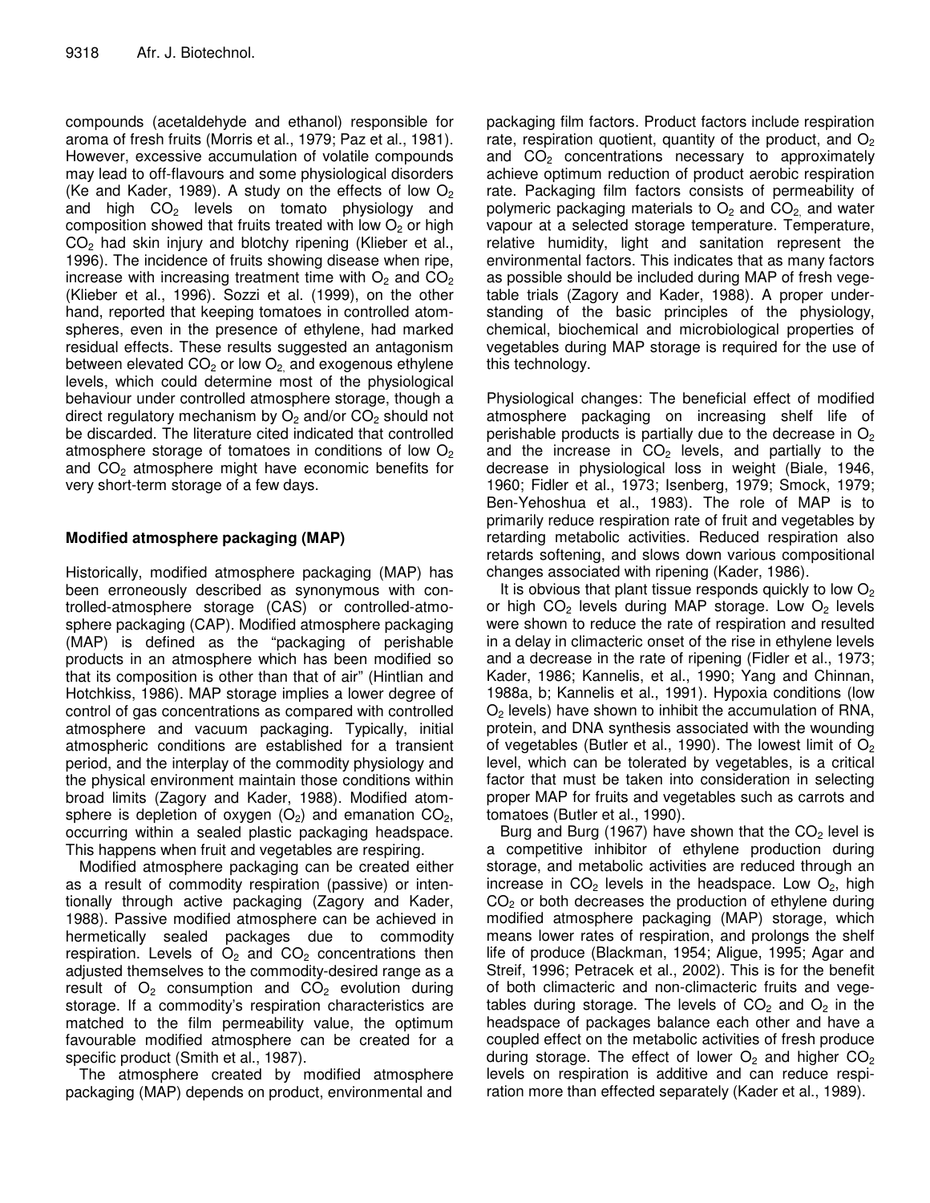compounds (acetaldehyde and ethanol) responsible for aroma of fresh fruits (Morris et al., 1979; Paz et al., 1981). However, excessive accumulation of volatile compounds may lead to off-flavours and some physiological disorders (Ke and Kader, 1989). A study on the effects of low $O_2$ and high $CO_2$ levels on tomato physiology and composition showed that fruits treated with low $O_2$ or high $CO_2$ had skin injury and blotchy ripening (Klieber et al., 1996). The incidence of fruits showing disease when ripe, increase with increasing treatment time with $O_2$ and $CO_2$ (Klieber et al., 1996). Sozzi et al. (1999), on the other hand, reported that keeping tomatoes in controlled atomspheres, even in the presence of ethylene, had marked residual effects. These results suggested an antagonism between elevated $CO_2$ or low $O_2$, and exogenous ethylene levels, which could determine most of the physiological behaviour under controlled atmosphere storage, though a direct regulatory mechanism by $O_2$ and/or $CO_2$ should not be discarded. The literature cited indicated that controlled atmosphere storage of tomatoes in conditions of low $O_2$ and $CO_2$ atmosphere might have economic benefits for very short-term storage of a few days.

## Modified atmosphere packaging (MAP)

Historically, modified atmosphere packaging (MAP) has been erroneously described as synonymous with controlled-atmosphere storage (CAS) or controlled-atmosphere packaging (CAP). Modified atmosphere packaging (MAP) is defined as the "packaging of perishable products in an atmosphere which has been modified so that its composition is other than that of air" (Hintlian and Hotchkiss, 1986). MAP storage implies a lower degree of control of gas concentrations as compared with controlled atmosphere and vacuum packaging. Typically, initial atmospheric conditions are established for a transient period, and the interplay of the commodity physiology and the physical environment maintain those conditions within broad limits (Zagory and Kader, 1988). Modified atomsphere is depletion of oxygen ($O_2$) and emanation $CO_2$, occurring within a sealed plastic packaging headspace. This happens when fruit and vegetables are respiring.

Modified atmosphere packaging can be created either as a result of commodity respiration (passive) or intentionally through active packaging (Zagory and Kader, 1988). Passive modified atmosphere can be achieved in hermetically sealed packages due to commodity respiration. Levels of $O_2$ and $CO_2$ concentrations then adjusted themselves to the commodity-desired range as a result of $O_2$ consumption and $CO_2$ evolution during storage. If a commodity's respiration characteristics are matched to the film permeability value, the optimum favourable modified atmosphere can be created for a specific product (Smith et al., 1987).

The atmosphere created by modified atmosphere packaging (MAP) depends on product, environmental and packaging film factors. Product factors include respiration rate, respiration quotient, quantity of the product, and $O_2$ and $CO_2$ concentrations necessary to approximately achieve optimum reduction of product aerobic respiration rate. Packaging film factors consists of permeability of polymeric packaging materials to $O_2$ and $CO_2$, and water vapour at a selected storage temperature. Temperature, relative humidity, light and sanitation represent the environmental factors. This indicates that as many factors as possible should be included during MAP of fresh vegetable trials (Zagory and Kader, 1988). A proper understanding of the basic principles of the physiology, chemical, biochemical and microbiological properties of vegetables during MAP storage is required for the use of this technology.

Physiological changes: The beneficial effect of modified atmosphere packaging on increasing shelf life of perishable products is partially due to the decrease in $O_2$ and the increase in $CO_2$ levels, and partially to the decrease in physiological loss in weight (Biale, 1946, 1960; Fidler et al., 1973; Isenberg, 1979; Smock, 1979; Ben-Yehoshua et al., 1983). The role of MAP is to primarily reduce respiration rate of fruit and vegetables by retarding metabolic activities. Reduced respiration also retards softening, and slows down various compositional changes associated with ripening (Kader, 1986).

It is obvious that plant tissue responds quickly to low $O_2$ or high $CO_2$ levels during MAP storage. Low $O_2$ levels were shown to reduce the rate of respiration and resulted in a delay in climacteric onset of the rise in ethylene levels and a decrease in the rate of ripening (Fidler et al., 1973; Kader, 1986; Kannelis, et al., 1990; Yang and Chinnan, 1988a, b; Kannelis et al., 1991). Hypoxia conditions (low $O_2$ levels) have shown to inhibit the accumulation of RNA, protein, and DNA synthesis associated with the wounding of vegetables (Butler et al., 1990). The lowest limit of $O_2$ level, which can be tolerated by vegetables, is a critical factor that must be taken into consideration in selecting proper MAP for fruits and vegetables such as carrots and tomatoes (Butler et al., 1990).

Burg and Burg (1967) have shown that the $CO_2$ level is a competitive inhibitor of ethylene production during storage, and metabolic activities are reduced through an increase in $CO_2$ levels in the headspace. Low $O_2$, high $CO_2$ or both decreases the production of ethylene during modified atmosphere packaging (MAP) storage, which means lower rates of respiration, and prolongs the shelf life of produce (Blackman, 1954; Aligue, 1995; Agar and Streif, 1996; Petracek et al., 2002). This is for the benefit of both climacteric and non-climacteric fruits and vegetables during storage. The levels of $CO_2$ and $O_2$ in the headspace of packages balance each other and have a coupled effect on the metabolic activities of fresh produce during storage. The effect of lower $O_2$ and higher $CO_2$ levels on respiration is additive and can reduce respiration more than effected separately (Kader et al., 1989).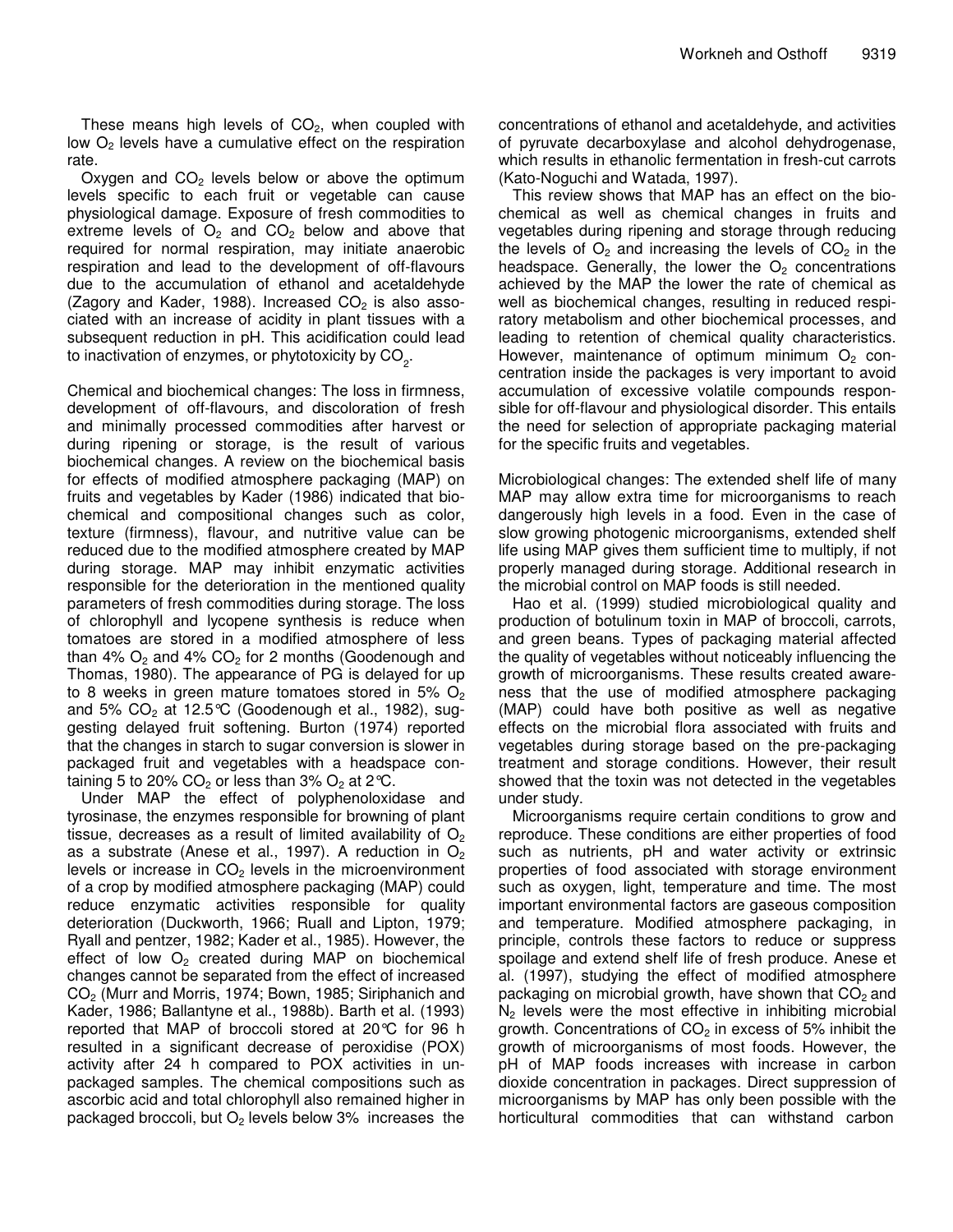These means high levels of $CO_2$, when coupled with low $O_2$ levels have a cumulative effect on the respiration rate.

Oxygen and $CO_2$ levels below or above the optimum levels specific to each fruit or vegetable can cause physiological damage. Exposure of fresh commodities to extreme levels of $O_2$ and $CO_2$ below and above that required for normal respiration, may initiate anaerobic respiration and lead to the development of off-flavours due to the accumulation of ethanol and acetaldehyde (Zagory and Kader, 1988). Increased $CO_2$ is also associated with an increase of acidity in plant tissues with a subsequent reduction in pH. This acidification could lead to inactivation of enzymes, or phytotoxicity by $CO_2$.

Chemical and biochemical changes: The loss in firmness, development of off-flavours, and discoloration of fresh and minimally processed commodities after harvest or during ripening or storage, is the result of various biochemical changes. A review on the biochemical basis for effects of modified atmosphere packaging (MAP) on fruits and vegetables by Kader (1986) indicated that biochemical and compositional changes such as color, texture (firmness), flavour, and nutritive value can be reduced due to the modified atmosphere created by MAP during storage. MAP may inhibit enzymatic activities responsible for the deterioration in the mentioned quality parameters of fresh commodities during storage. The loss of chlorophyll and lycopene synthesis is reduce when tomatoes are stored in a modified atmosphere of less than 4% $O_2$ and 4% $CO_2$ for 2 months (Goodenough and Thomas, 1980). The appearance of PG is delayed for up to 8 weeks in green mature tomatoes stored in 5% $O_2$ and 5% $CO_2$ at 12.5°C (Goodenough et al., 1982), suggesting delayed fruit softening. Burton (1974) reported that the changes in starch to sugar conversion is slower in packaged fruit and vegetables with a headspace containing 5 to 20% $CO_2$ or less than 3% $O_2$ at 2°C.

Under MAP the effect of polyphenoloxidase and tyrosinase, the enzymes responsible for browning of plant tissue, decreases as a result of limited availability of $O_2$ as a substrate (Anese et al., 1997). A reduction in $O_2$ levels or increase in $CO_2$ levels in the microenvironment of a crop by modified atmosphere packaging (MAP) could reduce enzymatic activities responsible for quality deterioration (Duckworth, 1966; Ruall and Lipton, 1979; Ryall and pentzer, 1982; Kader et al., 1985). However, the effect of low $O_2$ created during MAP on biochemical changes cannot be separated from the effect of increased $CO_2$ (Murr and Morris, 1974; Bown, 1985; Siriphanich and Kader, 1986; Ballantyne et al., 1988b). Barth et al. (1993) reported that MAP of broccoli stored at 20°C for 96 h resulted in a significant decrease of peroxidise (POX) activity after 24 h compared to POX activities in unpackaged samples. The chemical compositions such as ascorbic acid and total chlorophyll also remained higher in packaged broccoli, but $O_2$ levels below 3% increases the concentrations of ethanol and acetaldehyde, and activities of pyruvate decarboxylase and alcohol dehydrogenase, which results in ethanolic fermentation in fresh-cut carrots (Kato-Noguchi and Watada, 1997).

This review shows that MAP has an effect on the biochemical as well as chemical changes in fruits and vegetables during ripening and storage through reducing the levels of $O_2$ and increasing the levels of $CO_2$ in the headspace. Generally, the lower the $O_2$ concentrations achieved by the MAP the lower the rate of chemical as well as biochemical changes, resulting in reduced respiratory metabolism and other biochemical processes, and leading to retention of chemical quality characteristics. However, maintenance of optimum minimum $O_2$ concentration inside the packages is very important to avoid accumulation of excessive volatile compounds responsible for off-flavour and physiological disorder. This entails the need for selection of appropriate packaging material for the specific fruits and vegetables.

Microbiological changes: The extended shelf life of many MAP may allow extra time for microorganisms to reach dangerously high levels in a food. Even in the case of slow growing photogenic microorganisms, extended shelf life using MAP gives them sufficient time to multiply, if not properly managed during storage. Additional research in the microbial control on MAP foods is still needed.

Hao et al. (1999) studied microbiological quality and production of botulinum toxin in MAP of broccoli, carrots, and green beans. Types of packaging material affected the quality of vegetables without noticeably influencing the growth of microorganisms. These results created awareness that the use of modified atmosphere packaging (MAP) could have both positive as well as negative effects on the microbial flora associated with fruits and vegetables during storage based on the pre-packaging treatment and storage conditions. However, their result showed that the toxin was not detected in the vegetables under study.

Microorganisms require certain conditions to grow and reproduce. These conditions are either properties of food such as nutrients, pH and water activity or extrinsic properties of food associated with storage environment such as oxygen, light, temperature and time. The most important environmental factors are gaseous composition and temperature. Modified atmosphere packaging, in principle, controls these factors to reduce or suppress spoilage and extend shelf life of fresh produce. Anese et al. (1997), studying the effect of modified atmosphere packaging on microbial growth, have shown that $CO_2$ and $N_2$ levels were the most effective in inhibiting microbial growth. Concentrations of $CO_2$ in excess of 5% inhibit the growth of microorganisms of most foods. However, the pH of MAP foods increases with increase in carbon dioxide concentration in packages. Direct suppression of microorganisms by MAP has only been possible with the horticultural commodities that can withstand carbon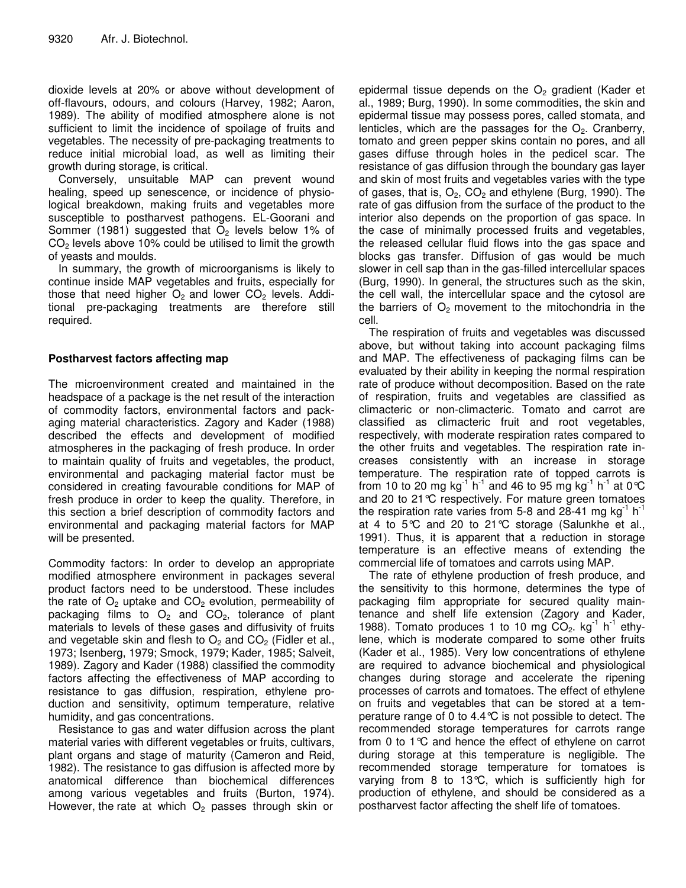dioxide levels at 20% or above without development of off-flavours, odours, and colours (Harvey, 1982; Aaron, 1989). The ability of modified atmosphere alone is not sufficient to limit the incidence of spoilage of fruits and vegetables. The necessity of pre-packaging treatments to reduce initial microbial load, as well as limiting their growth during storage, is critical.

Conversely, unsuitable MAP can prevent wound healing, speed up senescence, or incidence of physiological breakdown, making fruits and vegetables more susceptible to postharvest pathogens. EL-Goorani and Sommer (1981) suggested that $O_2$ levels below 1% of $CO_2$ levels above 10% could be utilised to limit the growth of yeasts and moulds.

In summary, the growth of microorganisms is likely to continue inside MAP vegetables and fruits, especially for those that need higher $O_2$ and lower $CO_2$ levels. Additional pre-packaging treatments are therefore still required.

## Postharvest factors affecting map

The microenvironment created and maintained in the headspace of a package is the net result of the interaction of commodity factors, environmental factors and packaging material characteristics. Zagory and Kader (1988) described the effects and development of modified atmospheres in the packaging of fresh produce. In order to maintain quality of fruits and vegetables, the product, environmental and packaging material factor must be considered in creating favourable conditions for MAP of fresh produce in order to keep the quality. Therefore, in this section a brief description of commodity factors and environmental and packaging material factors for MAP will be presented.

Commodity factors: In order to develop an appropriate modified atmosphere environment in packages several product factors need to be understood. These includes the rate of $O_2$ uptake and $CO_2$ evolution, permeability of packaging films to $O_2$ and $CO_2$, tolerance of plant materials to levels of these gases and diffusivity of fruits and vegetable skin and flesh to $O_2$ and $CO_2$ (Fidler et al., 1973; Isenberg, 1979; Smock, 1979; Kader, 1985; Salveit, 1989). Zagory and Kader (1988) classified the commodity factors affecting the effectiveness of MAP according to resistance to gas diffusion, respiration, ethylene production and sensitivity, optimum temperature, relative humidity, and gas concentrations.

Resistance to gas and water diffusion across the plant material varies with different vegetables or fruits, cultivars, plant organs and stage of maturity (Cameron and Reid, 1982). The resistance to gas diffusion is affected more by anatomical difference than biochemical differences among various vegetables and fruits (Burton, 1974). However, the rate at which $O_2$ passes through skin or epidermal tissue depends on the $O_2$ gradient (Kader et al., 1989; Burg, 1990). In some commodities, the skin and epidermal tissue may possess pores, called stomata, and lenticles, which are the passages for the $O_2$. Cranberry, tomato and green pepper skins contain no pores, and all gases diffuse through holes in the pedicel scar. The resistance of gas diffusion through the boundary gas layer and skin of most fruits and vegetables varies with the type of gases, that is, $O_2$, $CO_2$ and ethylene (Burg, 1990). The rate of gas diffusion from the surface of the product to the interior also depends on the proportion of gas space. In the case of minimally processed fruits and vegetables, the released cellular fluid flows into the gas space and blocks gas transfer. Diffusion of gas would be much slower in cell sap than in the gas-filled intercellular spaces (Burg, 1990). In general, the structures such as the skin, the cell wall, the intercellular space and the cytosol are the barriers of $O_2$ movement to the mitochondria in the cell.

The respiration of fruits and vegetables was discussed above, but without taking into account packaging films and MAP. The effectiveness of packaging films can be evaluated by their ability in keeping the normal respiration rate of produce without decomposition. Based on the rate of respiration, fruits and vegetables are classified as climacteric or non-climacteric. Tomato and carrot are classified as climacteric fruit and root vegetables, respectively, with moderate respiration rates compared to the other fruits and vegetables. The respiration rate increases consistently with an increase in storage temperature. The respiration rate of topped carrots is from 10 to 20 mg $kg^{-1}$ $h^{-1}$ and 46 to 95 mg $kg^{-1}$ $h^{-1}$ at 0°C and 20 to 21°C respectively. For mature green tomatoes the respiration rate varies from 5-8 and 28-41 mg $kg^{-1}$ $h^{-1}$ at 4 to 5°C and 20 to 21°C storage (Salunkhe et al., 1991). Thus, it is apparent that a reduction in storage temperature is an effective means of extending the commercial life of tomatoes and carrots using MAP.

The rate of ethylene production of fresh produce, and the sensitivity to this hormone, determines the type of packaging film appropriate for secured quality maintenance and shelf life extension (Zagory and Kader, 1988). Tomato produces 1 to 10 mg $CO_2$. $kg^{-1}$ $h^{-1}$ ethylene, which is moderate compared to some other fruits (Kader et al., 1985). Very low concentrations of ethylene are required to advance biochemical and physiological changes during storage and accelerate the ripening processes of carrots and tomatoes. The effect of ethylene on fruits and vegetables that can be stored at a temperature range of 0 to 4.4°C is not possible to detect. The recommended storage temperatures for carrots range from 0 to 1°C and hence the effect of ethylene on carrot during storage at this temperature is negligible. The recommended storage temperature for tomatoes is varying from 8 to 13°C, which is sufficiently high for production of ethylene, and should be considered as a postharvest factor affecting the shelf life of tomatoes.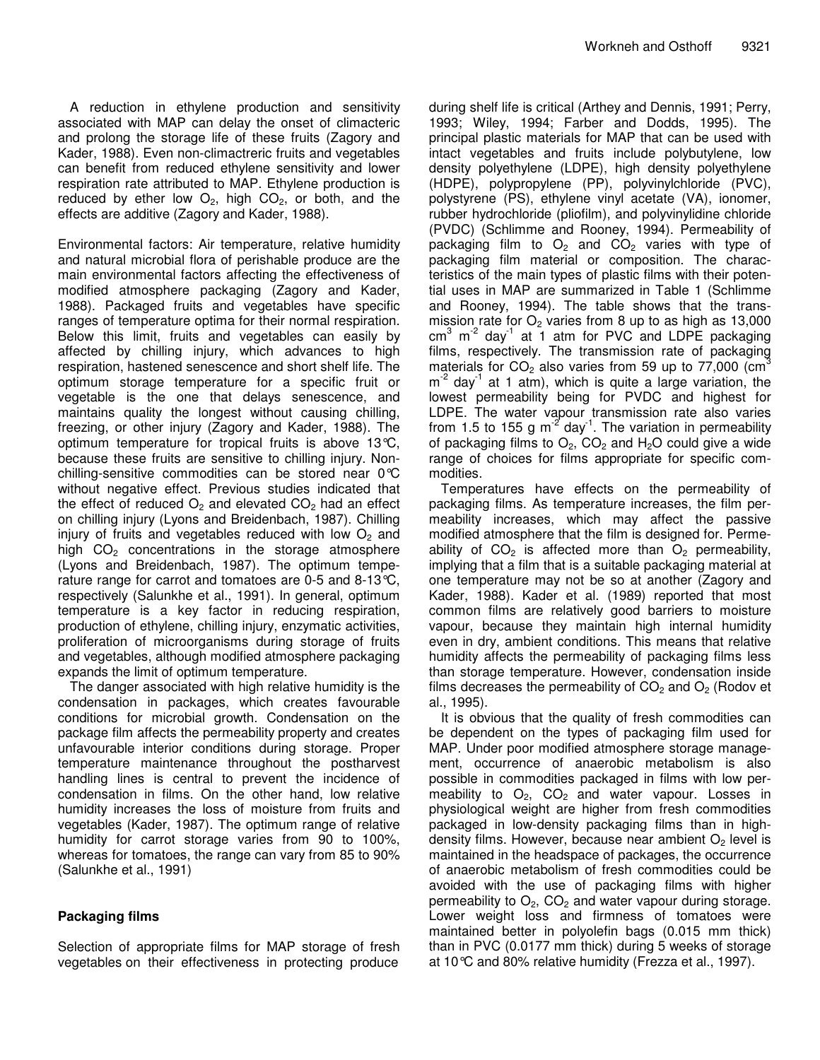A reduction in ethylene production and sensitivity associated with MAP can delay the onset of climacteric and prolong the storage life of these fruits (Zagory and Kader, 1988). Even non-climactreric fruits and vegetables can benefit from reduced ethylene sensitivity and lower respiration rate attributed to MAP. Ethylene production is reduced by ether low $O_2$, high $CO_2$, or both, and the effects are additive (Zagory and Kader, 1988).

Environmental factors: Air temperature, relative humidity and natural microbial flora of perishable produce are the main environmental factors affecting the effectiveness of modified atmosphere packaging (Zagory and Kader, 1988). Packaged fruits and vegetables have specific ranges of temperature optima for their normal respiration. Below this limit, fruits and vegetables can easily by affected by chilling injury, which advances to high respiration, hastened senescence and short shelf life. The optimum storage temperature for a specific fruit or vegetable is the one that delays senescence, and maintains quality the longest without causing chilling, freezing, or other injury (Zagory and Kader, 1988). The optimum temperature for tropical fruits is above 13°C, because these fruits are sensitive to chilling injury. Non-chilling-sensitive commodities can be stored near 0°C without negative effect. Previous studies indicated that the effect of reduced $O_2$ and elevated $CO_2$ had an effect on chilling injury (Lyons and Breidenbach, 1987). Chilling injury of fruits and vegetables reduced with low $O_2$ and high $CO_2$ concentrations in the storage atmosphere (Lyons and Breidenbach, 1987). The optimum temperature range for carrot and tomatoes are 0-5 and 8-13°C, respectively (Salunkhe et al., 1991). In general, optimum temperature is a key factor in reducing respiration, production of ethylene, chilling injury, enzymatic activities, proliferation of microorganisms during storage of fruits and vegetables, although modified atmosphere packaging expands the limit of optimum temperature.

The danger associated with high relative humidity is the condensation in packages, which creates favourable conditions for microbial growth. Condensation on the package film affects the permeability property and creates unfavourable interior conditions during storage. Proper temperature maintenance throughout the postharvest handling lines is central to prevent the incidence of condensation in films. On the other hand, low relative humidity increases the loss of moisture from fruits and vegetables (Kader, 1987). The optimum range of relative humidity for carrot storage varies from 90 to 100%, whereas for tomatoes, the range can vary from 85 to 90% (Salunkhe et al., 1991)

## Packaging films

Selection of appropriate films for MAP storage of fresh vegetables on their effectiveness in protecting produce during shelf life is critical (Arthey and Dennis, 1991; Perry, 1993; Wiley, 1994; Farber and Dodds, 1995). The principal plastic materials for MAP that can be used with intact vegetables and fruits include polybutylene, low density polyethylene (LDPE), high density polyethylene (HDPE), polypropylene (PP), polyvinylchloride (PVC), polystyrene (PS), ethylene vinyl acetate (VA), ionomer, rubber hydrochloride (pliofilm), and polyvinylidine chloride (PVDC) (Schlimme and Rooney, 1994). Permeability of packaging film to $O_2$ and $CO_2$ varies with type of packaging film material or composition. The characteristics of the main types of plastic films with their potential uses in MAP are summarized in Table 1 (Schlimme and Rooney, 1994). The table shows that the transmission rate for $O_2$ varies from 8 up to as high as 13,000 $cm^3$ $m^{-2}$ $day^{-1}$ at 1 atm for PVC and LDPE packaging films, respectively. The transmission rate of packaging materials for $CO_2$ also varies from 59 up to 77,000 ($cm^3$ $m^{-2}$ $day^{-1}$ at 1 atm), which is quite a large variation, the lowest permeability being for PVDC and highest for LDPE. The water vapour transmission rate also varies from 1.5 to 155 g $m^{-2}$ $day^{-1}$. The variation in permeability of packaging films to $O_2$, $CO_2$ and $H_2O$ could give a wide range of choices for films appropriate for specific commodities.

Temperatures have effects on the permeability of packaging films. As temperature increases, the film permeability increases, which may affect the passive modified atmosphere that the film is designed for. Permeability of $CO_2$ is affected more than $O_2$ permeability, implying that a film that is a suitable packaging material at one temperature may not be so at another (Zagory and Kader, 1988). Kader et al. (1989) reported that most common films are relatively good barriers to moisture vapour, because they maintain high internal humidity even in dry, ambient conditions. This means that relative humidity affects the permeability of packaging films less than storage temperature. However, condensation inside films decreases the permeability of $CO_2$ and $O_2$ (Rodov et al., 1995).

It is obvious that the quality of fresh commodities can be dependent on the types of packaging film used for MAP. Under poor modified atmosphere storage management, occurrence of anaerobic metabolism is also possible in commodities packaged in films with low permeability to $O_2$, $CO_2$ and water vapour. Losses in physiological weight are higher from fresh commodities packaged in low-density packaging films than in high-density films. However, because near ambient $O_2$ level is maintained in the headspace of packages, the occurrence of anaerobic metabolism of fresh commodities could be avoided with the use of packaging films with higher permeability to $O_2$, $CO_2$ and water vapour during storage. Lower weight loss and firmness of tomatoes were maintained better in polyolefin bags (0.015 mm thick) than in PVC (0.0177 mm thick) during 5 weeks of storage at 10°C and 80% relative humidity (Frezza et al., 1997).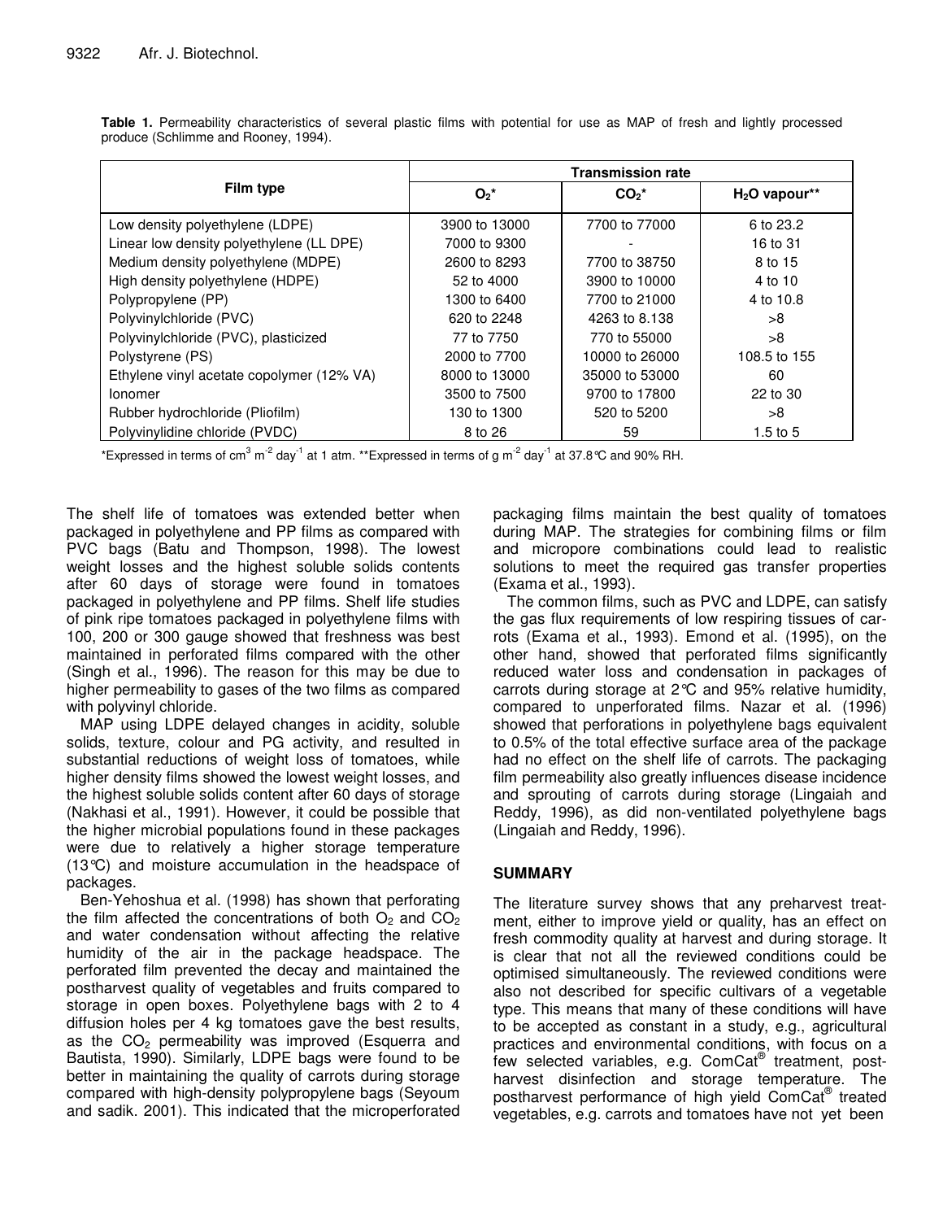**Table 1.** Permeability characteristics of several plastic films with potential for use as MAP of fresh and lightly processed produce (Schlimme and Rooney, 1994).

| Film type | Transmission rate | | |
|---|---|---|---|
| | $O_2$* | $CO_2$* | $H_2O$ vapour** |
| Low density polyethylene (LDPE) | 3900 to 13000 | 7700 to 77000 | 6 to 23.2 |
| Linear low density polyethylene (LL DPE) | 7000 to 9300 | - | 16 to 31 |
| Medium density polyethylene (MDPE) | 2600 to 8293 | 7700 to 38750 | 8 to 15 |
| High density polyethylene (HDPE) | 52 to 4000 | 3900 to 10000 | 4 to 10 |
| Polypropylene (PP) | 1300 to 6400 | 7700 to 21000 | 4 to 10.8 |
| Polyvinylchloride (PVC) | 620 to 2248 | 4263 to 8.138 | >8 |
| Polyvinylchloride (PVC), plasticized | 77 to 7750 | 770 to 55000 | >8 |
| Polystyrene (PS) | 2000 to 7700 | 10000 to 26000 | 108.5 to 155 |
| Ethylene vinyl acetate copolymer (12% VA) | 8000 to 13000 | 35000 to 53000 | 60 |
| Ionomer | 3500 to 7500 | 9700 to 17800 | 22 to 30 |
| Rubber hydrochloride (Pliofilm) | 130 to 1300 | 520 to 5200 | >8 |
| Polyvinylidine chloride (PVDC) | 8 to 26 | 59 | 1.5 to 5 |

*Expressed in terms of $cm^3\ m^{-2}\ day^{-1}$ at 1 atm. **Expressed in terms of $g\ m^{-2}\ day^{-1}$ at 37.8°C and 90% RH.

The shelf life of tomatoes was extended better when packaged in polyethylene and PP films as compared with PVC bags (Batu and Thompson, 1998). The lowest weight losses and the highest soluble solids contents after 60 days of storage were found in tomatoes packaged in polyethylene and PP films. Shelf life studies of pink ripe tomatoes packaged in polyethylene films with 100, 200 or 300 gauge showed that freshness was best maintained in perforated films compared with the other (Singh et al., 1996). The reason for this may be due to higher permeability to gases of the two films as compared with polyvinyl chloride.

MAP using LDPE delayed changes in acidity, soluble solids, texture, colour and PG activity, and resulted in substantial reductions of weight loss of tomatoes, while higher density films showed the lowest weight losses, and the highest soluble solids content after 60 days of storage (Nakhasi et al., 1991). However, it could be possible that the higher microbial populations found in these packages were due to relatively a higher storage temperature (13°C) and moisture accumulation in the headspace of packages.

Ben-Yehoshua et al. (1998) has shown that perforating the film affected the concentrations of both $O_2$ and $CO_2$ and water condensation without affecting the relative humidity of the air in the package headspace. The perforated film prevented the decay and maintained the postharvest quality of vegetables and fruits compared to storage in open boxes. Polyethylene bags with 2 to 4 diffusion holes per 4 kg tomatoes gave the best results, as the $CO_2$ permeability was improved (Esquerra and Bautista, 1990). Similarly, LDPE bags were found to be better in maintaining the quality of carrots during storage compared with high-density polypropylene bags (Seyoum and sadik. 2001). This indicated that the microperforated packaging films maintain the best quality of tomatoes during MAP. The strategies for combining films or film and micropore combinations could lead to realistic solutions to meet the required gas transfer properties (Exama et al., 1993).

The common films, such as PVC and LDPE, can satisfy the gas flux requirements of low respiring tissues of carrots (Exama et al., 1993). Emond et al. (1995), on the other hand, showed that perforated films significantly reduced water loss and condensation in packages of carrots during storage at 2°C and 95% relative humidity, compared to unperforated films. Nazar et al. (1996) showed that perforations in polyethylene bags equivalent to 0.5% of the total effective surface area of the package had no effect on the shelf life of carrots. The packaging film permeability also greatly influences disease incidence and sprouting of carrots during storage (Lingaiah and Reddy, 1996), as did non-ventilated polyethylene bags (Lingaiah and Reddy, 1996).

## SUMMARY

The literature survey shows that any preharvest treatment, either to improve yield or quality, has an effect on fresh commodity quality at harvest and during storage. It is clear that not all the reviewed conditions could be optimised simultaneously. The reviewed conditions were also not described for specific cultivars of a vegetable type. This means that many of these conditions will have to be accepted as constant in a study, e.g., agricultural practices and environmental conditions, with focus on a few selected variables, e.g. ComCat® treatment, postharvest disinfection and storage temperature. The postharvest performance of high yield ComCat® treated vegetables, e.g. carrots and tomatoes have not yet been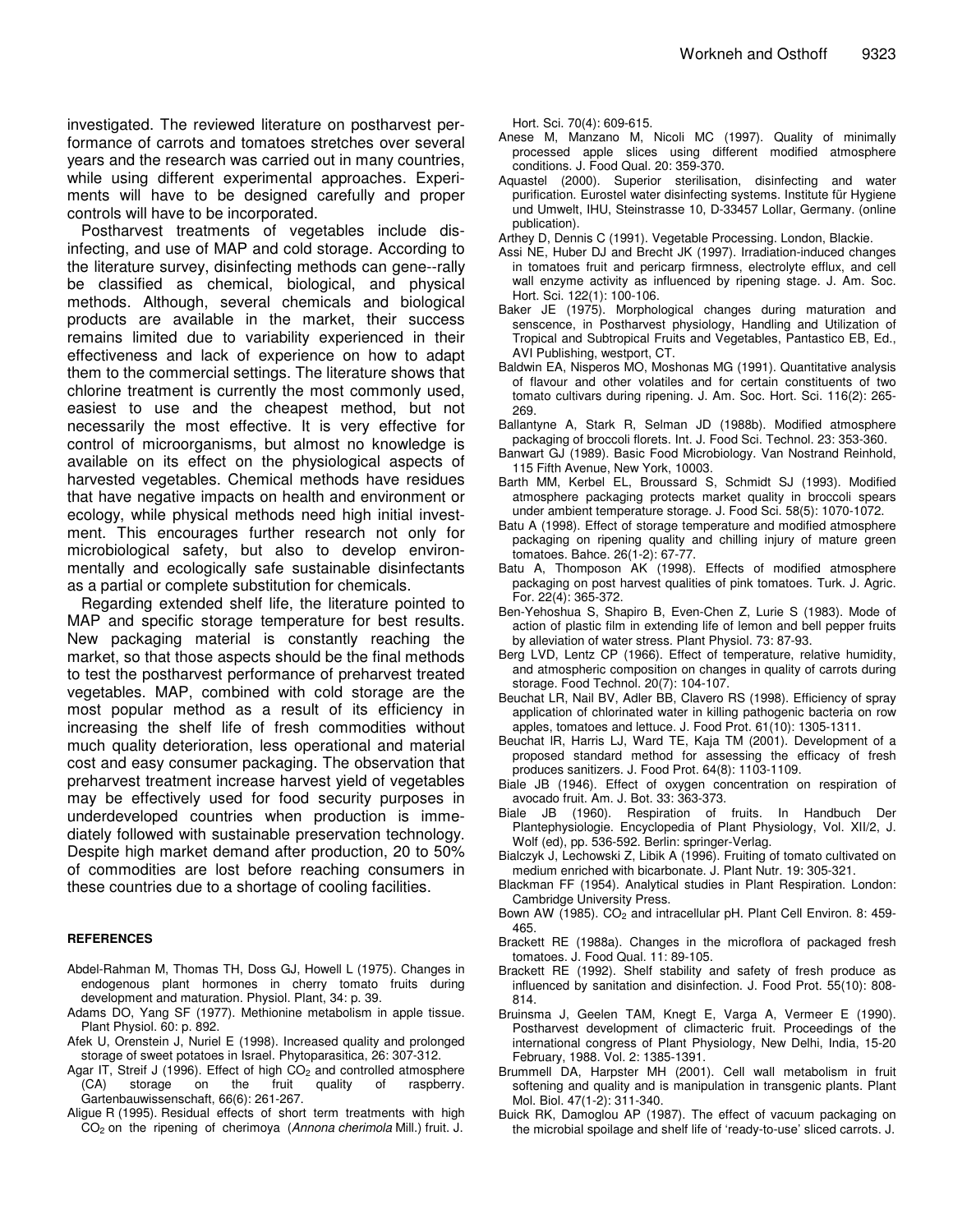investigated. The reviewed literature on postharvest performance of carrots and tomatoes stretches over several years and the research was carried out in many countries, while using different experimental approaches. Experiments will have to be designed carefully and proper controls will have to be incorporated.

Postharvest treatments of vegetables include disinfecting, and use of MAP and cold storage. According to the literature survey, disinfecting methods can gene--rally be classified as chemical, biological, and physical methods. Although, several chemicals and biological products are available in the market, their success remains limited due to variability experienced in their effectiveness and lack of experience on how to adapt them to the commercial settings. The literature shows that chlorine treatment is currently the most commonly used, easiest to use and the cheapest method, but not necessarily the most effective. It is very effective for control of microorganisms, but almost no knowledge is available on its effect on the physiological aspects of harvested vegetables. Chemical methods have residues that have negative impacts on health and environment or ecology, while physical methods need high initial investment. This encourages further research not only for microbiological safety, but also to develop environmentally and ecologically safe sustainable disinfectants as a partial or complete substitution for chemicals.

Regarding extended shelf life, the literature pointed to MAP and specific storage temperature for best results. New packaging material is constantly reaching the market, so that those aspects should be the final methods to test the postharvest performance of preharvest treated vegetables. MAP, combined with cold storage are the most popular method as a result of its efficiency in increasing the shelf life of fresh commodities without much quality deterioration, less operational and material cost and easy consumer packaging. The observation that preharvest treatment increase harvest yield of vegetables may be effectively used for food security purposes in underdeveloped countries when production is immediately followed with sustainable preservation technology. Despite high market demand after production, 20 to 50% of commodities are lost before reaching consumers in these countries due to a shortage of cooling facilities.

## REFERENCES

Abdel-Rahman M, Thomas TH, Doss GJ, Howell L (1975). Changes in endogenous plant hormones in cherry tomato fruits during development and maturation. Physiol. Plant, 34: p. 39.

Adams DO, Yang SF (1977). Methionine metabolism in apple tissue. Plant Physiol. 60: p. 892.

Afek U, Orenstein J, Nuriel E (1998). Increased quality and prolonged storage of sweet potatoes in Israel. Phytoparasitica, 26: 307-312.

Agar IT, Streif J (1996). Effect of high $CO_2$ and controlled atmosphere (CA) storage on the fruit quality of raspberry. Gartenbauwissenschaft, 66(6): 261-267.

Aligue R (1995). Residual effects of short term treatments with high $CO_2$ on the ripening of cherimoya (*Annona cherimola* Mill.) fruit. J. Hort. Sci. 70(4): 609-615.

Anese M, Manzano M, Nicoli MC (1997). Quality of minimally processed apple slices using different modified atmosphere conditions. J. Food Qual. 20: 359-370.

Aquastel (2000). Superior sterilisation, disinfecting and water purification. Eurostel water disinfecting systems. Institute für Hygiene und Umwelt, IHU, Steinstrasse 10, D-33457 Lollar, Germany. (online publication).

Arthey D, Dennis C (1991). Vegetable Processing. London, Blackie.

Assi NE, Huber DJ and Brecht JK (1997). Irradiation-induced changes in tomatoes fruit and pericarp firmness, electrolyte efflux, and cell wall enzyme activity as influenced by ripening stage. J. Am. Soc. Hort. Sci. 122(1): 100-106.

Baker JE (1975). Morphological changes during maturation and senscence, in Postharvest physiology, Handling and Utilization of Tropical and Subtropical Fruits and Vegetables, Pantastico EB, Ed., AVI Publishing, westport, CT.

Baldwin EA, Nisperos MO, Moshonas MG (1991). Quantitative analysis of flavour and other volatiles and for certain constituents of two tomato cultivars during ripening. J. Am. Soc. Hort. Sci. 116(2): 265-269.

Ballantyne A, Stark R, Selman JD (1988b). Modified atmosphere packaging of broccoli florets. Int. J. Food Sci. Technol. 23: 353-360.

Banwart GJ (1989). Basic Food Microbiology. Van Nostrand Reinhold, 115 Fifth Avenue, New York, 10003.

Barth MM, Kerbel EL, Broussard S, Schmidt SJ (1993). Modified atmosphere packaging protects market quality in broccoli spears under ambient temperature storage. J. Food Sci. 58(5): 1070-1072.

Batu A (1998). Effect of storage temperature and modified atmosphere packaging on ripening quality and chilling injury of mature green tomatoes. Bahce. 26(1-2): 67-77.

Batu A, Thomposon AK (1998). Effects of modified atmosphere packaging on post harvest qualities of pink tomatoes. Turk. J. Agric. For. 22(4): 365-372.

Ben-Yehoshua S, Shapiro B, Even-Chen Z, Lurie S (1983). Mode of action of plastic film in extending life of lemon and bell pepper fruits by alleviation of water stress. Plant Physiol. 73: 87-93.

Berg LVD, Lentz CP (1966). Effect of temperature, relative humidity, and atmospheric composition on changes in quality of carrots during storage. Food Technol. 20(7): 104-107.

Beuchat LR, Nail BV, Adler BB, Clavero RS (1998). Efficiency of spray application of chlorinated water in killing pathogenic bacteria on row apples, tomatoes and lettuce. J. Food Prot. 61(10): 1305-1311.

Beuchat lR, Harris LJ, Ward TE, Kaja TM (2001). Development of a proposed standard method for assessing the efficacy of fresh produces sanitizers. J. Food Prot. 64(8): 1103-1109.

Biale JB (1946). Effect of oxygen concentration on respiration of avocado fruit. Am. J. Bot. 33: 363-373.

Biale JB (1960). Respiration of fruits. In Handbuch Der Plantephysiologie. Encyclopedia of Plant Physiology, Vol. XII/2, J. Wolf (ed), pp. 536-592. Berlin: springer-Verlag.

Bialczyk J, Lechowski Z, Libik A (1996). Fruiting of tomato cultivated on medium enriched with bicarbonate. J. Plant Nutr. 19: 305-321.

Blackman FF (1954). Analytical studies in Plant Respiration. London: Cambridge University Press.

Bown AW (1985). $CO_2$ and intracellular pH. Plant Cell Environ. 8: 459-465.

Brackett RE (1988a). Changes in the microflora of packaged fresh tomatoes. J. Food Qual. 11: 89-105.

Brackett RE (1992). Shelf stability and safety of fresh produce as influenced by sanitation and disinfection. J. Food Prot. 55(10): 808-814.

Bruinsma J, Geelen TAM, Knegt E, Varga A, Vermeer E (1990). Postharvest development of climacteric fruit. Proceedings of the international congress of Plant Physiology, New Delhi, India, 15-20 February, 1988. Vol. 2: 1385-1391.

Brummell DA, Harpster MH (2001). Cell wall metabolism in fruit softening and quality and is manipulation in transgenic plants. Plant Mol. Biol. 47(1-2): 311-340.

Buick RK, Damoglou AP (1987). The effect of vacuum packaging on the microbial spoilage and shelf life of 'ready-to-use' sliced carrots. J.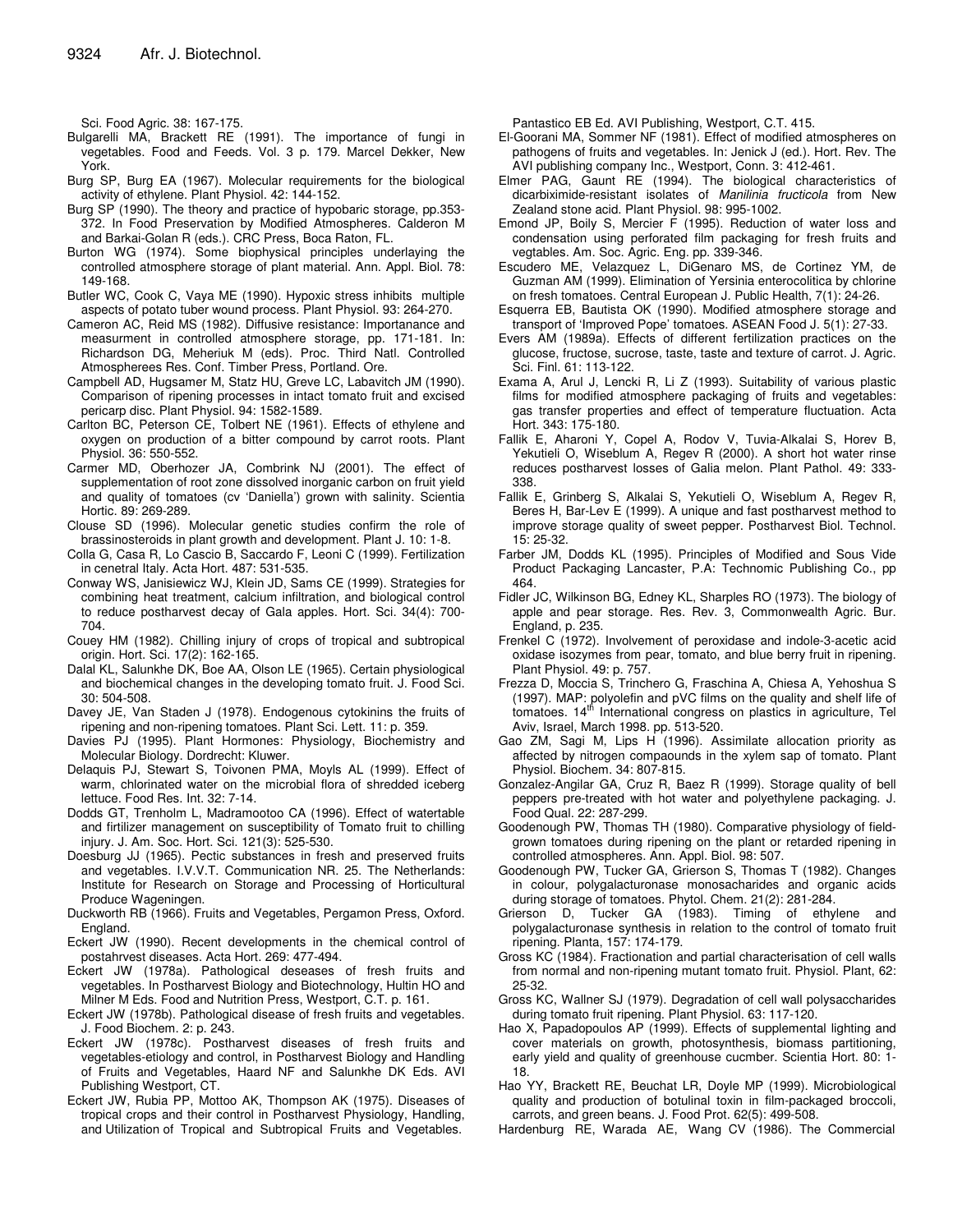Sci. Food Agric. 38: 167-175.

Bulgarelli MA, Brackett RE (1991). The importance of fungi in vegetables. Food and Feeds. Vol. 3 p. 179. Marcel Dekker, New York.

Burg SP, Burg EA (1967). Molecular requirements for the biological activity of ethylene. Plant Physiol. 42: 144-152.

Burg SP (1990). The theory and practice of hypobaric storage, pp.353-372. In Food Preservation by Modified Atmospheres. Calderon M and Barkai-Golan R (eds.). CRC Press, Boca Raton, FL.

Burton WG (1974). Some biophysical principles underlaying the controlled atmosphere storage of plant material. Ann. Appl. Biol. 78: 149-168.

Butler WC, Cook C, Vaya ME (1990). Hypoxic stress inhibits multiple aspects of potato tuber wound process. Plant Physiol. 93: 264-270.

Cameron AC, Reid MS (1982). Diffusive resistance: Importanance and measurment in controlled atmosphere storage, pp. 171-181. In: Richardson DG, Meheriuk M (eds). Proc. Third Natl. Controlled Atmospherees Res. Conf. Timber Press, Portland. Ore.

Campbell AD, Hugsamer M, Statz HU, Greve LC, Labavitch JM (1990). Comparison of ripening processes in intact tomato fruit and excised pericarp disc. Plant Physiol. 94: 1582-1589.

Carlton BC, Peterson CE, Tolbert NE (1961). Effects of ethylene and oxygen on production of a bitter compound by carrot roots. Plant Physiol. 36: 550-552.

Carmer MD, Oberhozer JA, Combrink NJ (2001). The effect of supplementation of root zone dissolved inorganic carbon on fruit yield and quality of tomatoes (cv 'Daniella') grown with salinity. Scientia Hortic. 89: 269-289.

Clouse SD (1996). Molecular genetic studies confirm the role of brassinosteroids in plant growth and development. Plant J. 10: 1-8.

Colla G, Casa R, Lo Cascio B, Saccardo F, Leoni C (1999). Fertilization in cenetral Italy. Acta Hort. 487: 531-535.

Conway WS, Janisiewicz WJ, Klein JD, Sams CE (1999). Strategies for combining heat treatment, calcium infiltration, and biological control to reduce postharvest decay of Gala apples. Hort. Sci. 34(4): 700-704.

Couey HM (1982). Chilling injury of crops of tropical and subtropical origin. Hort. Sci. 17(2): 162-165.

Dalal KL, Salunkhe DK, Boe AA, Olson LE (1965). Certain physiological and biochemical changes in the developing tomato fruit. J. Food Sci. 30: 504-508.

Davey JE, Van Staden J (1978). Endogenous cytokinins the fruits of ripening and non-ripening tomatoes. Plant Sci. Lett. 11: p. 359.

Davies PJ (1995). Plant Hormones: Physiology, Biochemistry and Molecular Biology. Dordrecht: Kluwer.

Delaquis PJ, Stewart S, Toivonen PMA, Moyls AL (1999). Effect of warm, chlorinated water on the microbial flora of shredded iceberg lettuce. Food Res. Int. 32: 7-14.

Dodds GT, Trenholm L, Madramootoo CA (1996). Effect of watertable and firtilizer management on susceptibility of Tomato fruit to chilling injury. J. Am. Soc. Hort. Sci. 121(3): 525-530.

Doesburg JJ (1965). Pectic substances in fresh and preserved fruits and vegetables. I.V.V.T. Communication NR. 25. The Netherlands: Institute for Research on Storage and Processing of Horticultural Produce Wageningen.

Duckworth RB (1966). Fruits and Vegetables, Pergamon Press, Oxford. England.

Eckert JW (1990). Recent developments in the chemical control of postahrvest diseases. Acta Hort. 269: 477-494.

Eckert JW (1978a). Pathological deseases of fresh fruits and vegetables. In Postharvest Biology and Biotechnology, Hultin HO and Milner M Eds. Food and Nutrition Press, Westport, C.T. p. 161.

Eckert JW (1978b). Pathological disease of fresh fruits and vegetables. J. Food Biochem. 2: p. 243.

Eckert JW (1978c). Postharvest diseases of fresh fruits and vegetables-etiology and control, in Postharvest Biology and Handling of Fruits and Vegetables, Haard NF and Salunkhe DK Eds. AVI Publishing Westport, CT.

Eckert JW, Rubia PP, Mottoo AK, Thompson AK (1975). Diseases of tropical crops and their control in Postharvest Physiology, Handling, and Utilization of Tropical and Subtropical Fruits and Vegetables. Pantastico EB Ed. AVI Publishing, Westport, C.T. 415.

El-Goorani MA, Sommer NF (1981). Effect of modified atmospheres on pathogens of fruits and vegetables. In: Jenick J (ed.). Hort. Rev. The AVI publishing company Inc., Westport, Conn. 3: 412-461.

Elmer PAG, Gaunt RE (1994). The biological characteristics of dicarbiximide-resistant isolates of *Manilinia fructicola* from New Zealand stone acid. Plant Physiol. 98: 995-1002.

Emond JP, Boily S, Mercier F (1995). Reduction of water loss and condensation using perforated film packaging for fresh fruits and vegtables. Am. Soc. Agric. Eng. pp. 339-346.

Escudero ME, Velazquez L, DiGenaro MS, de Cortinez YM, de Guzman AM (1999). Elimination of Yersinia enterocolitica by chlorine on fresh tomatoes. Central European J. Public Health, 7(1): 24-26.

Esquerra EB, Bautista OK (1990). Modified atmosphere storage and transport of 'Improved Pope' tomatoes. ASEAN Food J. 5(1): 27-33.

Evers AM (1989a). Effects of different fertilization practices on the glucose, fructose, sucrose, taste, taste and texture of carrot. J. Agric. Sci. Finl. 61: 113-122.

Exama A, Arul J, Lencki R, Li Z (1993). Suitability of various plastic films for modified atmosphere packaging of fruits and vegetables: gas transfer properties and effect of temperature fluctuation. Acta Hort. 343: 175-180.

Fallik E, Aharoni Y, Copel A, Rodov V, Tuvia-Alkalai S, Horev B, Yekutieli O, Wiseblum A, Regev R (2000). A short hot water rinse reduces postharvest losses of Galia melon. Plant Pathol. 49: 333-338.

Fallik E, Grinberg S, Alkalai S, Yekutieli O, Wiseblum A, Regev R, Beres H, Bar-Lev E (1999). A unique and fast postharvest method to improve storage quality of sweet pepper. Postharvest Biol. Technol. 15: 25-32.

Farber JM, Dodds KL (1995). Principles of Modified and Sous Vide Product Packaging Lancaster, P.A: Technomic Publishing Co., pp 464.

Fidler JC, Wilkinson BG, Edney KL, Sharples RO (1973). The biology of apple and pear storage. Res. Rev. 3, Commonwealth Agric. Bur. England, p. 235.

Frenkel C (1972). Involvement of peroxidase and indole-3-acetic acid oxidase isozymes from pear, tomato, and blue berry fruit in ripening. Plant Physiol. 49: p. 757.

Frezza D, Moccia S, Trinchero G, Fraschina A, Chiesa A, Yehoshua S (1997). MAP: polyolefin and pVC films on the quality and shelf life of tomatoes. 14[th] International congress on plastics in agriculture, Tel Aviv, Israel, March 1998. pp. 513-520.

Gao ZM, Sagi M, Lips H (1996). Assimilate allocation priority as affected by nitrogen compaounds in the xylem sap of tomato. Plant Physiol. Biochem. 34: 807-815.

Gonzalez-Angilar GA, Cruz R, Baez R (1999). Storage quality of bell peppers pre-treated with hot water and polyethylene packaging. J. Food Qual. 22: 287-299.

Goodenough PW, Thomas TH (1980). Comparative physiology of field-grown tomatoes during ripening on the plant or retarded ripening in controlled atmospheres. Ann. Appl. Biol. 98: 507.

Goodenough PW, Tucker GA, Grierson S, Thomas T (1982). Changes in colour, polygalacturonase monosacharides and organic acids during storage of tomatoes. Phytol. Chem. 21(2): 281-284.

Grierson D, Tucker GA (1983). Timing of ethylene and polygalacturonase synthesis in relation to the control of tomato fruit ripening. Planta, 157: 174-179.

Gross KC (1984). Fractionation and partial characterisation of cell walls from normal and non-ripening mutant tomato fruit. Physiol. Plant, 62: 25-32.

Gross KC, Wallner SJ (1979). Degradation of cell wall polysaccharides during tomato fruit ripening. Plant Physiol. 63: 117-120.

Hao X, Papadopoulos AP (1999). Effects of supplemental lighting and cover materials on growth, photosynthesis, biomass partitioning, early yield and quality of greenhouse cucmber. Scientia Hort. 80: 1-18.

Hao YY, Brackett RE, Beuchat LR, Doyle MP (1999). Microbiological quality and production of botulinal toxin in film-packaged broccoli, carrots, and green beans. J. Food Prot. 62(5): 499-508.

Hardenburg RE, Warada AE, Wang CV (1986). The Commercial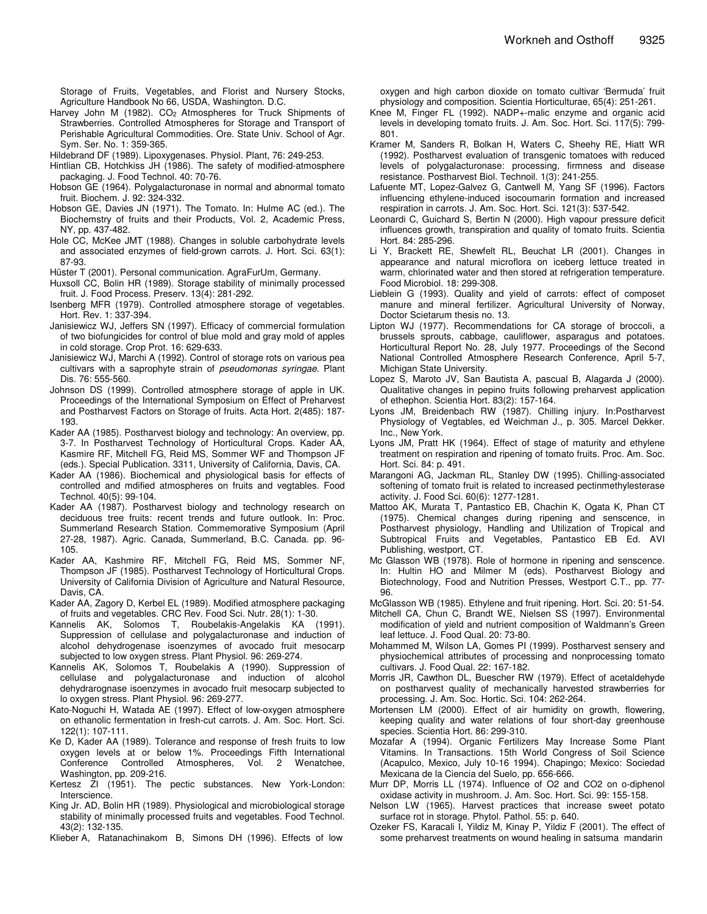Storage of Fruits, Vegetables, and Florist and Nursery Stocks, Agriculture Handbook No 66, USDA, Washington. D.C.

Harvey John M (1982). $CO_2$ Atmospheres for Truck Shipments of Strawberries. Controlled Atmospheres for Storage and Transport of Perishable Agricultural Commodities. Ore. State Univ. School of Agr. Sym. Ser. No. 1: 359-365.

Hildebrand DF (1989). Lipoxygenases. Physiol. Plant, 76: 249-253.

Hintlian CB, Hotchkiss JH (1986). The safety of modified-atmosphere packaging. J. Food Technol. 40: 70-76.

Hobson GE (1964). Polygalacturonase in normal and abnormal tomato fruit. Biochem. J. 92: 324-332.

Hobson GE, Davies JN (1971). The Tomato. In: Hulme AC (ed.). The Biochemstry of fruits and their Products, Vol. 2, Academic Press, NY, pp. 437-482.

Hole CC, McKee JMT (1988). Changes in soluble carbohydrate levels and associated enzymes of field-grown carrots. J. Hort. Sci. 63(1): 87-93.

Hüster T (2001). Personal communication. AgraFurUm, Germany.

Huxsoll CC, Bolin HR (1989). Storage stability of minimally processed fruit. J. Food Process. Preserv. 13(4): 281-292.

Isenberg MFR (1979). Controlled atmosphere storage of vegetables. Hort. Rev. 1: 337-394.

Janisiewicz WJ, Jeffers SN (1997). Efficacy of commercial formulation of two biofungicides for control of blue mold and gray mold of apples in cold storage. Crop Prot. 16: 629-633.

Janisiewicz WJ, Marchi A (1992). Control of storage rots on various pea cultivars with a saprophyte strain of *pseudomonas syringae*. Plant Dis. 76: 555-560.

Johnson DS (1999). Controlled atmosphere storage of apple in UK. Proceedings of the International Symposium on Effect of Preharvest and Postharvest Factors on Storage of fruits. Acta Hort. 2(485): 187-193.

Kader AA (1985). Postharvest biology and technology: An overview, pp. 3-7. In Postharvest Technology of Horticultural Crops. Kader AA, Kasmire RF, Mitchell FG, Reid MS, Sommer WF and Thompson JF (eds.). Special Publication. 3311, University of California, Davis, CA.

Kader AA (1986). Biochemical and physiological basis for effects of controlled and mdified atmospheres on fruits and vegtables. Food Technol. 40(5): 99-104.

Kader AA (1987). Postharvest biology and technology research on deciduous tree fruits: recent trends and future outlook. In: Proc. Summerland Research Station. Commemorative Symposium (April 27-28, 1987). Agric. Canada, Summerland, B.C. Canada. pp. 96-105.

Kader AA, Kashmire RF, Mitchell FG, Reid MS, Sommer NF, Thompson JF (1985). Postharvest Technology of Horticultural Crops. University of California Division of Agriculture and Natural Resource, Davis, CA.

Kader AA, Zagory D, Kerbel EL (1989). Modified atmosphere packaging of fruits and vegetables. CRC Rev. Food Sci. Nutr. 28(1): 1-30.

Kannelis AK, Solomos T, Roubelakis-Angelakis KA (1991). Suppression of cellulase and polygalacturonase and induction of alcohol dehydrogenase isoenzymes of avocado fruit mesocarp subjected to low oxygen stress. Plant Physiol. 96: 269-274.

Kannelis AK, Solomos T, Roubelakis A (1990). Suppression of cellulase and polygalacturonase and induction of alcohol dehydrarognase isoenzymes in avocado fruit mesocarp subjected to lo oxygen stress. Plant Physiol. 96: 269-277.

Kato-Noguchi H, Watada AE (1997). Effect of low-oxygen atmosphere on ethanolic fermentation in fresh-cut carrots. J. Am. Soc. Hort. Sci. 122(1): 107-111.

Ke D, Kader AA (1989). Tolerance and response of fresh fruits to low oxygen levels at or below 1%. Proceedings Fifth International Conference Controlled Atmospheres, Vol. 2 Wenatchee, Washington, pp. 209-216.

Kertesz ZI (1951). The pectic substances. New York-London: Interscience.

King Jr. AD, Bolin HR (1989). Physiological and microbiological storage stability of minimally processed fruits and vegetables. Food Technol. 43(2): 132-135.

Klieber A, Ratanachinakom B, Simons DH (1996). Effects of low oxygen and high carbon dioxide on tomato cultivar 'Bermuda' fruit physiology and composition. Scientia Horticulturae, 65(4): 251-261.

Knee M, Finger FL (1992). NADP+-malic enzyme and organic acid levels in developing tomato fruits. J. Am. Soc. Hort. Sci. 117(5): 799-801.

Kramer M, Sanders R, Bolkan H, Waters C, Sheehy RE, Hiatt WR (1992). Postharvest evaluation of transgenic tomatoes with reduced levels of polygalacturonase: processing, firmness and disease resistance. Postharvest Biol. Technoil. 1(3): 241-255.

Lafuente MT, Lopez-Galvez G, Cantwell M, Yang SF (1996). Factors influencing ethylene-induced isocoumarin formation and increased respiration in carrots. J. Am. Soc. Hort. Sci. 121(3): 537-542.

Leonardi C, Guichard S, Bertin N (2000). High vapour pressure deficit influences growth, transpiration and quality of tomato fruits. Scientia Hort. 84: 285-296.

Li Y, Brackett RE, Shewfelt RL, Beuchat LR (2001). Changes in appearance and natural microflora on iceberg lettuce treated in warm, chlorinated water and then stored at refrigeration temperature. Food Microbiol. 18: 299-308.

Lieblein G (1993). Quality and yield of carrots: effect of composet manure and mineral fertilizer. Agricultural University of Norway, Doctor Scietarum thesis no. 13.

Lipton WJ (1977). Recommendations for CA storage of broccoli, a brussels sprouts, cabbage, cauliflower, asparagus and potatoes. Horticultural Report No. 28, July 1977. Proceedings of the Second National Controlled Atmosphere Research Conference, April 5-7, Michigan State University.

Lopez S, Maroto JV, San Bautista A, pascual B, Alagarda J (2000). Qualitative changes in pepino fruits following preharvest application of ethephon. Scientia Hort. 83(2): 157-164.

Lyons JM, Breidenbach RW (1987). Chilling injury. In:Postharvest Physiology of Vegtables, ed Weichman J., p. 305. Marcel Dekker. Inc., New York.

Lyons JM, Pratt HK (1964). Effect of stage of maturity and ethylene treatment on respiration and ripening of tomato fruits. Proc. Am. Soc. Hort. Sci. 84: p. 491.

Marangoni AG, Jackman RL, Stanley DW (1995). Chilling-associated softening of tomato fruit is related to increased pectinmethylesterase activity. J. Food Sci. 60(6): 1277-1281.

Mattoo AK, Murata T, Pantastico EB, Chachin K, Ogata K, Phan CT (1975). Chemical changes during ripening and senscence, in Postharvest physiology, Handling and Utilization of Tropical and Subtropical Fruits and Vegetables, Pantastico EB Ed. AVI Publishing, westport, CT.

Mc Glasson WB (1978). Role of hormone in ripening and senscence. In: Hultin HO and Milmer M (eds). Postharvest Biology and Biotechnology, Food and Nutrition Presses, Westport C.T., pp. 77-96.

McGlasson WB (1985). Ethylene and fruit ripening. Hort. Sci. 20: 51-54.

Mitchell CA, Chun C, Brandt WE, Nielsen SS (1997). Environmental modification of yield and nutrient composition of Waldmann's Green leaf lettuce. J. Food Qual. 20: 73-80.

Mohammed M, Wilson LA, Gomes PI (1999). Postharvest sensery and physiochemical attributes of processing and nonprocessing tomato cultivars. J. Food Qual. 22: 167-182.

Morris JR, Cawthon DL, Buescher RW (1979). Effect of acetaldehyde on postharvest quality of mechanically harvested strawberries for processing. J. Am. Soc. Hortic. Sci. 104: 262-264.

Mortensen LM (2000). Effect of air humidity on growth, flowering, keeping quality and water relations of four short-day greenhouse species. Scientia Hort. 86: 299-310.

Mozafar A (1994). Organic Fertilizers May Increase Some Plant Vitamins. In Transactions. 15th World Congress of Soil Science (Acapulco, Mexico, July 10-16 1994). Chapingo; Mexico: Sociedad Mexicana de la Ciencia del Suelo, pp. 656-666.

Murr DP, Morris LL (1974). Influence of O2 and CO2 on o-diphenol oxidase activity in mushroom. J. Am. Soc. Hort. Sci. 99: 155-158.

Nelson LW (1965). Harvest practices that increase sweet potato surface rot in storage. Phytol. Pathol. 55: p. 640.

Ozeker FS, Karacali I, Yildiz M, Kinay P, Yildiz F (2001). The effect of some preharvest treatments on wound healing in satsuma mandarin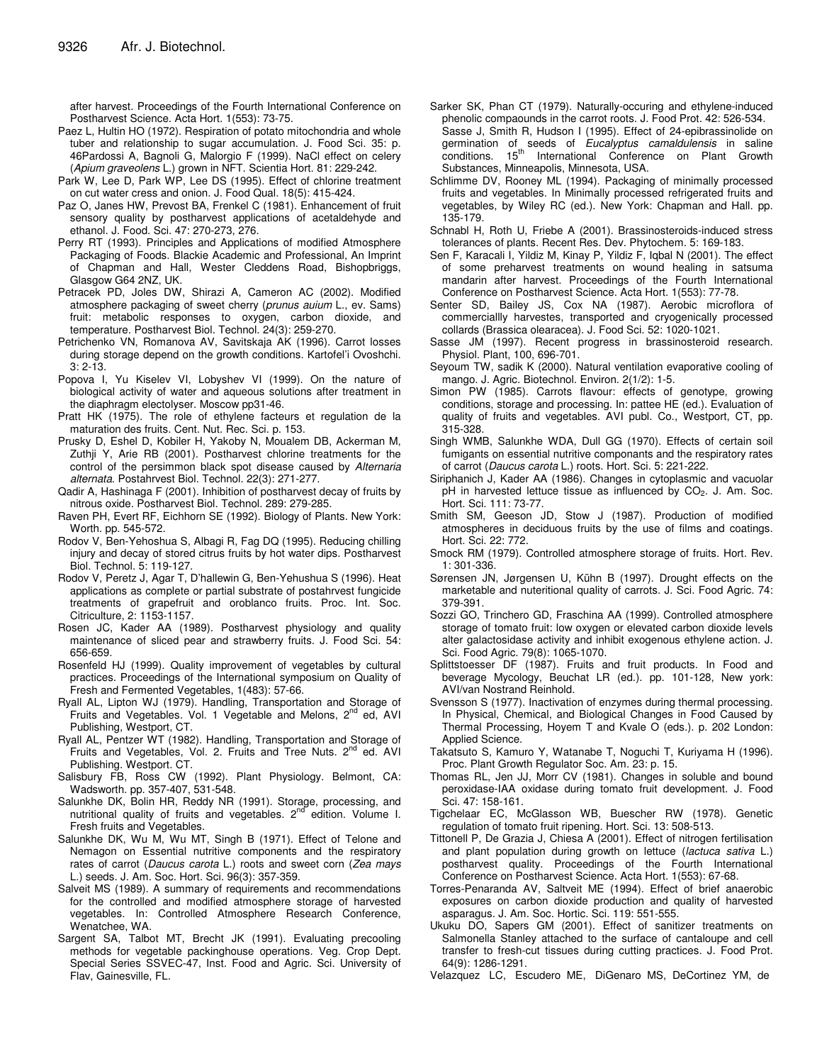after harvest. Proceedings of the Fourth International Conference on Postharvest Science. Acta Hort. 1(553): 73-75.

Paez L, Hultin HO (1972). Respiration of potato mitochondria and whole tuber and relationship to sugar accumulation. J. Food Sci. 35: p. 46Pardossi A, Bagnoli G, Malorgio F (1999). NaCl effect on celery (*Apium graveolens* L.) grown in NFT. Scientia Hort. 81: 229-242.

Park W, Lee D, Park WP, Lee DS (1995). Effect of chlorine treatment on cut water cress and onion. J. Food Qual. 18(5): 415-424.

Paz O, Janes HW, Prevost BA, Frenkel C (1981). Enhancement of fruit sensory quality by postharvest applications of acetaldehyde and ethanol. J. Food. Sci. 47: 270-273, 276.

Perry RT (1993). Principles and Applications of modified Atmosphere Packaging of Foods. Blackie Academic and Professional, An Imprint of Chapman and Hall, Wester Cleddens Road, Bishopbriggs, Glasgow G64 2NZ, UK.

Petracek PD, Joles DW, Shirazi A, Cameron AC (2002). Modified atmosphere packaging of sweet cherry (*prunus auium* L., ev. Sams) fruit: metabolic responses to oxygen, carbon dioxide, and temperature. Postharvest Biol. Technol. 24(3): 259-270.

Petrichenko VN, Romanova AV, Savitskaja AK (1996). Carrot losses during storage depend on the growth conditions. Kartofel'i Ovoshchi. 3: 2-13.

Popova I, Yu Kiselev VI, Lobyshev VI (1999). On the nature of biological activity of water and aqueous solutions after treatment in the diaphragm electolyser. Moscow pp31-46.

Pratt HK (1975). The role of ethylene facteurs et regulation de la maturation des fruits. Cent. Nut. Rec. Sci. p. 153.

Prusky D, Eshel D, Kobiler H, Yakoby N, Moualem DB, Ackerman M, Zuthji Y, Arie RB (2001). Postharvest chlorine treatments for the control of the persimmon black spot disease caused by *Alternaria alternata*. Postahrvest Biol. Technol. 22(3): 271-277.

Qadir A, Hashinaga F (2001). Inhibition of postharvest decay of fruits by nitrous oxide. Postharvest Biol. Technol. 289: 279-285.

Raven PH, Evert RF, Eichhorn SE (1992). Biology of Plants. New York: Worth. pp. 545-572.

Rodov V, Ben-Yehoshua S, Albagi R, Fag DQ (1995). Reducing chilling injury and decay of stored citrus fruits by hot water dips. Postharvest Biol. Technol. 5: 119-127.

Rodov V, Peretz J, Agar T, D'hallewin G, Ben-Yehushua S (1996). Heat applications as complete or partial substrate of postahrvest fungicide treatments of grapefruit and oroblanco fruits. Proc. Int. Soc. Citriculture, 2: 1153-1157.

Rosen JC, Kader AA (1989). Postharvest physiology and quality maintenance of sliced pear and strawberry fruits. J. Food Sci. 54: 656-659.

Rosenfeld HJ (1999). Quality improvement of vegetables by cultural practices. Proceedings of the International symposium on Quality of Fresh and Fermented Vegetables, 1(483): 57-66.

Ryall AL, Lipton WJ (1979). Handling, Transportation and Storage of Fruits and Vegetables. Vol. 1 Vegetable and Melons, 2nd ed, AVI Publishing, Westport, CT.

Ryall AL, Pentzer WT (1982). Handling, Transportation and Storage of Fruits and Vegetables, Vol. 2. Fruits and Tree Nuts. 2nd ed. AVI Publishing. Westport. CT.

Salisbury FB, Ross CW (1992). Plant Physiology. Belmont, CA: Wadsworth. pp. 357-407, 531-548.

Salunkhe DK, Bolin HR, Reddy NR (1991). Storage, processing, and nutritional quality of fruits and vegetables. 2nd edition. Volume I. Fresh fruits and Vegetables.

Salunkhe DK, Wu M, Wu MT, Singh B (1971). Effect of Telone and Nemagon on Essential nutritive components and the respiratory rates of carrot (*Daucus carota* L.) roots and sweet corn (*Zea mays* L.) seeds. J. Am. Soc. Hort. Sci. 96(3): 357-359.

Salveit MS (1989). A summary of requirements and recommendations for the controlled and modified atmosphere storage of harvested vegetables. In: Controlled Atmosphere Research Conference, Wenatchee, WA.

Sargent SA, Talbot MT, Brecht JK (1991). Evaluating precooling methods for vegetable packinghouse operations. Veg. Crop Dept. Special Series SSVEC-47, Inst. Food and Agric. Sci. University of Flav, Gainesville, FL.

Sarker SK, Phan CT (1979). Naturally-occuring and ethylene-induced phenolic compaounds in the carrot roots. J. Food Prot. 42: 526-534.

Sasse J, Smith R, Hudson I (1995). Effect of 24-epibrassinolide on germination of seeds of *Eucalyptus camaldulensis* in saline conditions. 15th International Conference on Plant Growth Substances, Minneapolis, Minnesota, USA.

Schlimme DV, Rooney ML (1994). Packaging of minimally processed fruits and vegetables. In Minimally processed refrigerated fruits and vegetables, by Wiley RC (ed.). New York: Chapman and Hall. pp. 135-179.

Schnabl H, Roth U, Friebe A (2001). Brassinosteroids-induced stress tolerances of plants. Recent Res. Dev. Phytochem. 5: 169-183.

Sen F, Karacali I, Yildiz M, Kinay P, Yildiz F, Iqbal N (2001). The effect of some preharvest treatments on wound healing in satsuma mandarin after harvest. Proceedings of the Fourth International Conference on Postharvest Science. Acta Hort. 1(553): 77-78.

Senter SD, Bailey JS, Cox NA (1987). Aerobic microflora of commerciallly harvestes, transported and cryogenically processed collards (Brassica olearacea). J. Food Sci. 52: 1020-1021.

Sasse JM (1997). Recent progress in brassinosteroid research. Physiol. Plant, 100, 696-701.

Seyoum TW, sadik K (2000). Natural ventilation evaporative cooling of mango. J. Agric. Biotechnol. Environ. 2(1/2): 1-5.

Simon PW (1985). Carrots flavour: effects of genotype, growing conditions, storage and processing. In: pattee HE (ed.). Evaluation of quality of fruits and vegetables. AVI publ. Co., Westport, CT, pp. 315-328.

Singh WMB, Salunkhe WDA, Dull GG (1970). Effects of certain soil fumigants on essential nutritive componants and the respiratory rates of carrot (*Daucus carota* L.) roots. Hort. Sci. 5: 221-222.

Siriphanich J, Kader AA (1986). Changes in cytoplasmic and vacuolar pH in harvested lettuce tissue as influenced by $CO_2$. J. Am. Soc. Hort. Sci. 111: 73-77.

Smith SM, Geeson JD, Stow J (1987). Production of modified atmospheres in deciduous fruits by the use of films and coatings. Hort. Sci. 22: 772.

Smock RM (1979). Controlled atmosphere storage of fruits. Hort. Rev. 1: 301-336.

Sørensen JN, Jørgensen U, Kühn B (1997). Drought effects on the marketable and nuteritional quality of carrots. J. Sci. Food Agric. 74: 379-391.

Sozzi GO, Trinchero GD, Fraschina AA (1999). Controlled atmosphere storage of tomato fruit: low oxygen or elevated carbon dioxide levels alter galactosidase activity and inhibit exogenous ethylene action. J. Sci. Food Agric. 79(8): 1065-1070.

Splittstoesser DF (1987). Fruits and fruit products. In Food and beverage Mycology, Beuchat LR (ed.). pp. 101-128, New york: AVI/van Nostrand Reinhold.

Svensson S (1977). Inactivation of enzymes during thermal processing. In Physical, Chemical, and Biological Changes in Food Caused by Thermal Processing, Hoyem T and Kvale O (eds.). p. 202 London: Applied Science.

Takatsuto S, Kamuro Y, Watanabe T, Noguchi T, Kuriyama H (1996). Proc. Plant Growth Regulator Soc. Am. 23: p. 15.

Thomas RL, Jen JJ, Morr CV (1981). Changes in soluble and bound peroxidase-IAA oxidase during tomato fruit development. J. Food Sci. 47: 158-161.

Tigchelaar EC, McGlasson WB, Buescher RW (1978). Genetic regulation of tomato fruit ripening. Hort. Sci. 13: 508-513.

Tittonell P, De Grazia J, Chiesa A (2001). Effect of nitrogen fertilisation and plant population during growth on lettuce (*lactuca sativa* L.) postharvest quality. Proceedings of the Fourth International Conference on Postharvest Science. Acta Hort. 1(553): 67-68.

Torres-Penaranda AV, Saltveit ME (1994). Effect of brief anaerobic exposures on carbon dioxide production and quality of harvested asparagus. J. Am. Soc. Hortic. Sci. 119: 551-555.

Ukuku DO, Sapers GM (2001). Effect of sanitizer treatments on Salmonella Stanley attached to the surface of cantaloupe and cell transfer to fresh-cut tissues during cutting practices. J. Food Prot. 64(9): 1286-1291.

Velazquez LC, Escudero ME, DiGenaro MS, DeCortinez YM, de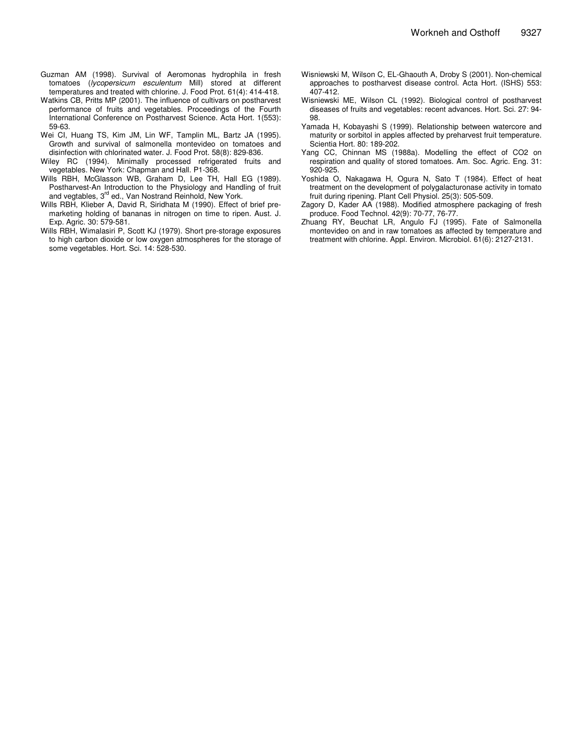Guzman AM (1998). Survival of Aeromonas hydrophila in fresh tomatoes (*lycopersicum esculentum* Mill) stored at different temperatures and treated with chlorine. J. Food Prot. 61(4): 414-418.

Watkins CB, Pritts MP (2001). The influence of cultivars on postharvest performance of fruits and vegetables. Proceedings of the Fourth International Conference on Postharvest Science. Acta Hort. 1(553): 59-63.

Wei CI, Huang TS, Kim JM, Lin WF, Tamplin ML, Bartz JA (1995). Growth and survival of salmonella montevideo on tomatoes and disinfection with chlorinated water. J. Food Prot. 58(8): 829-836.

Wiley RC (1994). Minimally processed refrigerated fruits and vegetables. New York: Chapman and Hall. P1-368.

Wills RBH, McGlasson WB, Graham D, Lee TH, Hall EG (1989). Postharvest-An Introduction to the Physiology and Handling of fruit and vegtables, 3rd ed., Van Nostrand Reinhold, New York.

Wills RBH, Klieber A, David R, Siridhata M (1990). Effect of brief pre-marketing holding of bananas in nitrogen on time to ripen. Aust. J. Exp. Agric. 30: 579-581.

Wills RBH, Wimalasiri P, Scott KJ (1979). Short pre-storage exposures to high carbon dioxide or low oxygen atmospheres for the storage of some vegetables. Hort. Sci. 14: 528-530.

Wisniewski M, Wilson C, EL-Ghaouth A, Droby S (2001). Non-chemical approaches to postharvest disease control. Acta Hort. (ISHS) 553: 407-412.

Wisniewski ME, Wilson CL (1992). Biological control of postharvest diseases of fruits and vegetables: recent advances. Hort. Sci. 27: 94-98.

Yamada H, Kobayashi S (1999). Relationship between watercore and maturity or sorbitol in apples affected by preharvest fruit temperature. Scientia Hort. 80: 189-202.

Yang CC, Chinnan MS (1988a). Modelling the effect of CO2 on respiration and quality of stored tomatoes. Am. Soc. Agric. Eng. 31: 920-925.

Yoshida O, Nakagawa H, Ogura N, Sato T (1984). Effect of heat treatment on the development of polygalacturonase activity in tomato fruit during ripening. Plant Cell Physiol. 25(3): 505-509.

Zagory D, Kader AA (1988). Modified atmosphere packaging of fresh produce. Food Technol. 42(9): 70-77, 76-77.

Zhuang RY, Beuchat LR, Angulo FJ (1995). Fate of Salmonella montevideo on and in raw tomatoes as affected by temperature and treatment with chlorine. Appl. Environ. Microbiol. 61(6): 2127-2131.